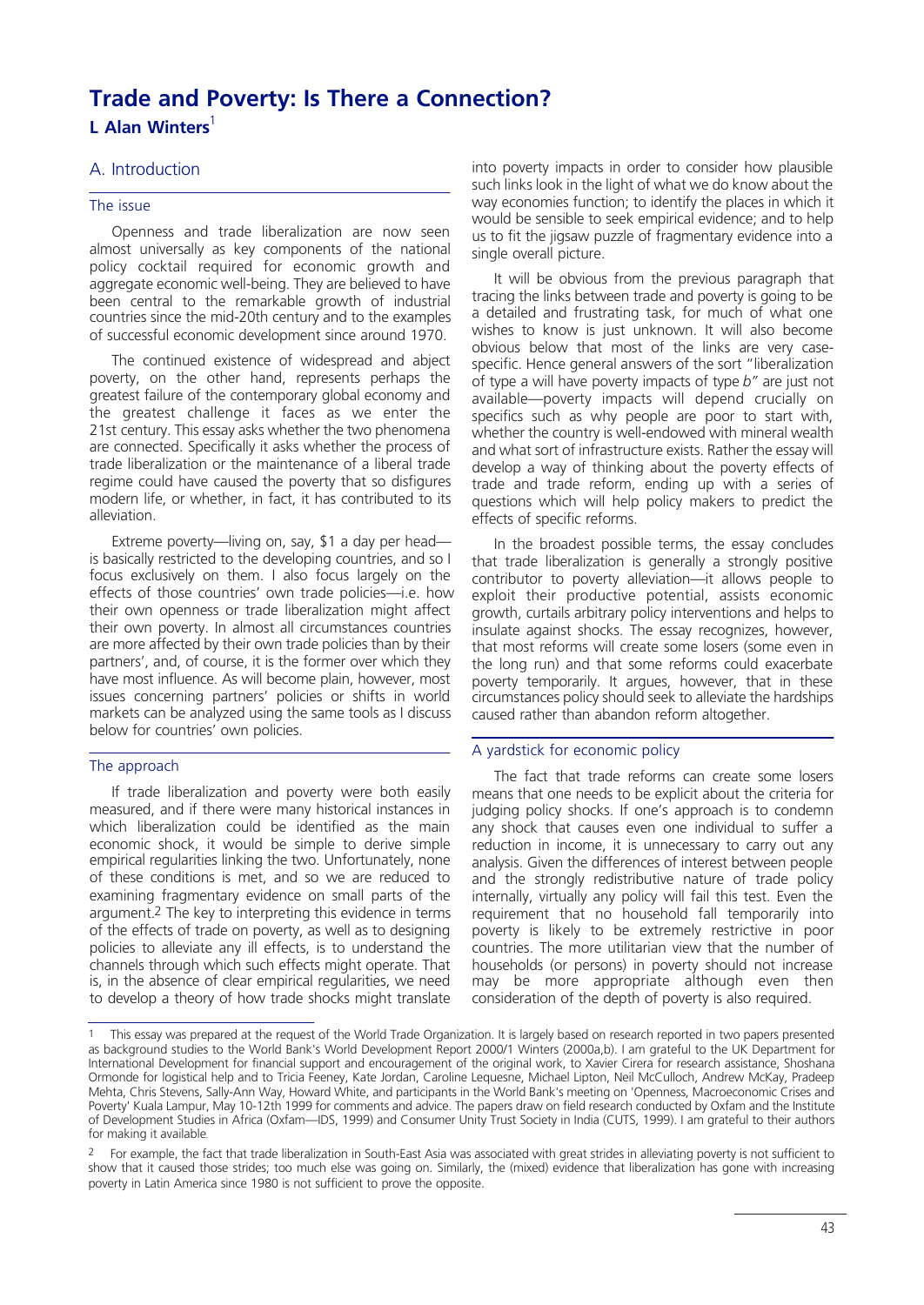# Trade and Poverty: Is There a Connection?

**L Alan Winters**[1]

## A. Introduction

### The issue

Openness and trade liberalization are now seen almost universally as key components of the national policy cocktail required for economic growth and aggregate economic well-being. They are believed to have been central to the remarkable growth of industrial countries since the mid-20th century and to the examples of successful economic development since around 1970.

The continued existence of widespread and abject poverty, on the other hand, represents perhaps the greatest failure of the contemporary global economy and the greatest challenge it faces as we enter the 21st century. This essay asks whether the two phenomena are connected. Specifically it asks whether the process of trade liberalization or the maintenance of a liberal trade regime could have caused the poverty that so disfigures modern life, or whether, in fact, it has contributed to its alleviation.

Extreme poverty—living on, say, $1 a day per head—is basically restricted to the developing countries, and so I focus exclusively on them. I also focus largely on the effects of those countries' own trade policies—i.e. how their own openness or trade liberalization might affect their own poverty. In almost all circumstances countries are more affected by their own trade policies than by their partners', and, of course, it is the former over which they have most influence. As will become plain, however, most issues concerning partners' policies or shifts in world markets can be analyzed using the same tools as I discuss below for countries' own policies.

### The approach

If trade liberalization and poverty were both easily measured, and if there were many historical instances in which liberalization could be identified as the main economic shock, it would be simple to derive simple empirical regularities linking the two. Unfortunately, none of these conditions is met, and so we are reduced to examining fragmentary evidence on small parts of the argument.[2] The key to interpreting this evidence in terms of the effects of trade on poverty, as well as to designing policies to alleviate any ill effects, is to understand the channels through which such effects might operate. That is, in the absence of clear empirical regularities, we need to develop a theory of how trade shocks might translate into poverty impacts in order to consider how plausible such links look in the light of what we do know about the way economies function; to identify the places in which it would be sensible to seek empirical evidence; and to help us to fit the jigsaw puzzle of fragmentary evidence into a single overall picture.

It will be obvious from the previous paragraph that tracing the links between trade and poverty is going to be a detailed and frustrating task, for much of what one wishes to know is just unknown. It will also become obvious below that most of the links are very case-specific. Hence general answers of the sort "liberalization of type *a* will have poverty impacts of type *b*" are just not available—poverty impacts will depend crucially on specifics such as why people are poor to start with, whether the country is well-endowed with mineral wealth and what sort of infrastructure exists. Rather the essay will develop a way of thinking about the poverty effects of trade and trade reform, ending up with a series of questions which will help policy makers to predict the effects of specific reforms.

In the broadest possible terms, the essay concludes that trade liberalization is generally a strongly positive contributor to poverty alleviation—it allows people to exploit their productive potential, assists economic growth, curtails arbitrary policy interventions and helps to insulate against shocks. The essay recognizes, however, that most reforms will create some losers (some even in the long run) and that some reforms could exacerbate poverty temporarily. It argues, however, that in these circumstances policy should seek to alleviate the hardships caused rather than abandon reform altogether.

### A yardstick for economic policy

The fact that trade reforms can create some losers means that one needs to be explicit about the criteria for judging policy shocks. If one's approach is to condemn any shock that causes even one individual to suffer a reduction in income, it is unnecessary to carry out any analysis. Given the differences of interest between people and the strongly redistributive nature of trade policy internally, virtually any policy will fail this test. Even the requirement that no household fall temporarily into poverty is likely to be extremely restrictive in poor countries. The more utilitarian view that the number of households (or persons) in poverty should not increase may be more appropriate although even then consideration of the depth of poverty is also required.

---

[1] This essay was prepared at the request of the World Trade Organization. It is largely based on research reported in two papers presented as background studies to the World Bank's World Development Report 2000/1 Winters (2000a,b). I am grateful to the UK Department for International Development for financial support and encouragement of the original work, to Xavier Cirera for research assistance, Shoshana Ormonde for logistical help and to Tricia Feeney, Kate Jordan, Caroline Lequesne, Michael Lipton, Neil McCulloch, Andrew McKay, Pradeep Mehta, Chris Stevens, Sally-Ann Way, Howard White, and participants in the World Bank's meeting on 'Openness, Macroeconomic Crises and Poverty' Kuala Lampur, May 10-12th 1999 for comments and advice. The papers draw on field research conducted by Oxfam and the Institute of Development Studies in Africa (Oxfam—IDS, 1999) and Consumer Unity Trust Society in India (CUTS, 1999). I am grateful to their authors for making it available.

[2] For example, the fact that trade liberalization in South-East Asia was associated with great strides in alleviating poverty is not sufficient to show that it caused those strides; too much else was going on. Similarly, the (mixed) evidence that liberalization has gone with increasing poverty in Latin America since 1980 is not sufficient to prove the opposite.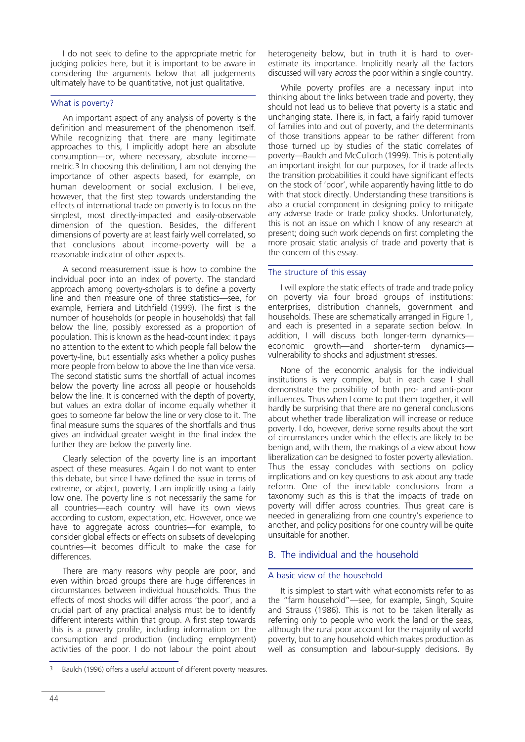I do not seek to define to the appropriate metric for judging policies here, but it is important to be aware in considering the arguments below that all judgements ultimately have to be quantitative, not just qualitative.

### What is poverty?

An important aspect of any analysis of poverty is the definition and measurement of the phenomenon itself. While recognizing that there are many legitimate approaches to this, I implicitly adopt here an absolute consumption—or, where necessary, absolute income—metric.[3] In choosing this definition, I am not denying the importance of other aspects based, for example, on human development or social exclusion. I believe, however, that the first step towards understanding the effects of international trade on poverty is to focus on the simplest, most directly-impacted and easily-observable dimension of the question. Besides, the different dimensions of poverty are at least fairly well correlated, so that conclusions about income-poverty will be a reasonable indicator of other aspects.

A second measurement issue is how to combine the individual poor into an index of poverty. The standard approach among poverty-scholars is to define a poverty line and then measure one of three statistics—see, for example, Ferriera and Litchfield (1999). The first is the number of households (or people in households) that fall below the line, possibly expressed as a proportion of population. This is known as the head-count index: it pays no attention to the extent to which people fall below the poverty-line, but essentially asks whether a policy pushes more people from below to above the line than vice versa. The second statistic sums the shortfall of actual incomes below the poverty line across all people or households below the line. It is concerned with the depth of poverty, but values an extra dollar of income equally whether it goes to someone far below the line or very close to it. The final measure sums the squares of the shortfalls and thus gives an individual greater weight in the final index the further they are below the poverty line.

Clearly selection of the poverty line is an important aspect of these measures. Again I do not want to enter this debate, but since I have defined the issue in terms of extreme, or abject, poverty, I am implicitly using a fairly low one. The poverty line is not necessarily the same for all countries—each country will have its own views according to custom, expectation, etc. However, once we have to aggregate across countries—for example, to consider global effects or effects on subsets of developing countries—it becomes difficult to make the case for differences.

There are many reasons why people are poor, and even within broad groups there are huge differences in circumstances between individual households. Thus the effects of most shocks will differ across 'the poor', and a crucial part of any practical analysis must be to identify different interests within that group. A first step towards this is a poverty profile, including information on the consumption and production (including employment) activities of the poor. I do not labour the point about heterogeneity below, but in truth it is hard to overestimate its importance. Implicitly nearly all the factors discussed will vary *across* the poor within a single country.

While poverty profiles are a necessary input into thinking about the links between trade and poverty, they should not lead us to believe that poverty is a static and unchanging state. There is, in fact, a fairly rapid turnover of families into and out of poverty, and the determinants of those transitions appear to be rather different from those turned up by studies of the static correlates of poverty—Baulch and McCulloch (1999). This is potentially an important insight for our purposes, for if trade affects the transition probabilities it could have significant effects on the stock of 'poor', while apparently having little to do with that stock directly. Understanding these transitions is also a crucial component in designing policy to mitigate any adverse trade or trade policy shocks. Unfortunately, this is not an issue on which I know of any research at present; doing such work depends on first completing the more prosaic static analysis of trade and poverty that is the concern of this essay.

### The structure of this essay

I will explore the static effects of trade and trade policy on poverty via four broad groups of institutions: enterprises, distribution channels, government and households. These are schematically arranged in Figure 1, and each is presented in a separate section below. In addition, I will discuss both longer-term dynamics—economic growth—and shorter-term dynamics—vulnerability to shocks and adjustment stresses.

None of the economic analysis for the individual institutions is very complex, but in each case I shall demonstrate the possibility of both pro- and anti-poor influences. Thus when I come to put them together, it will hardly be surprising that there are no general conclusions about whether trade liberalization will increase or reduce poverty. I do, however, derive some results about the sort of circumstances under which the effects are likely to be benign and, with them, the makings of a view about how liberalization can be designed to foster poverty alleviation. Thus the essay concludes with sections on policy implications and on key questions to ask about any trade reform. One of the inevitable conclusions from a taxonomy such as this is that the impacts of trade on poverty will differ across countries. Thus great care is needed in generalizing from one country's experience to another, and policy positions for one country will be quite unsuitable for another.

## B. The individual and the household

### A basic view of the household

It is simplest to start with what economists refer to as the "farm household"—see, for example, Singh, Squire and Strauss (1986). This is not to be taken literally as referring only to people who work the land or the seas, although the rural poor account for the majority of world poverty, but to any household which makes production as well as consumption and labour-supply decisions. By

[3] Baulch (1996) offers a useful account of different poverty measures.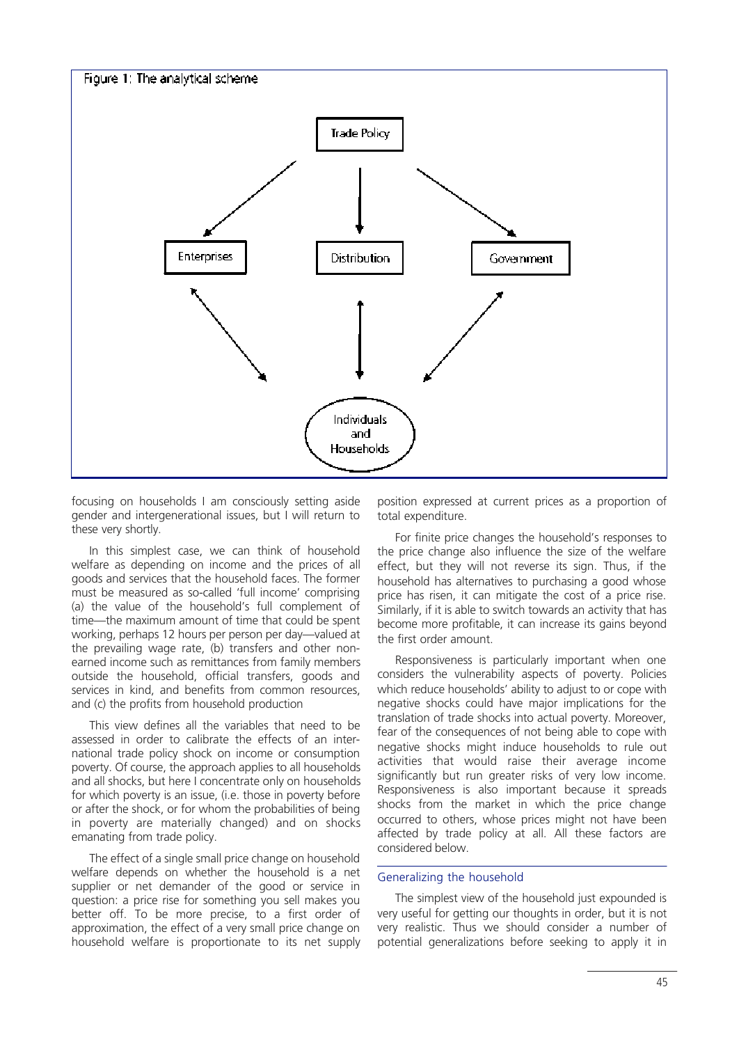Figure 1: The analytical scheme

focusing on households I am consciously setting aside gender and intergenerational issues, but I will return to these very shortly.

In this simplest case, we can think of household welfare as depending on income and the prices of all goods and services that the household faces. The former must be measured as so-called 'full income' comprising (a) the value of the household's full complement of time—the maximum amount of time that could be spent working, perhaps 12 hours per person per day—valued at the prevailing wage rate, (b) transfers and other non-earned income such as remittances from family members outside the household, official transfers, goods and services in kind, and benefits from common resources, and (c) the profits from household production

This view defines all the variables that need to be assessed in order to calibrate the effects of an international trade policy shock on income or consumption poverty. Of course, the approach applies to all households and all shocks, but here I concentrate only on households for which poverty is an issue, (i.e. those in poverty before or after the shock, or for whom the probabilities of being in poverty are materially changed) and on shocks emanating from trade policy.

The effect of a single small price change on household welfare depends on whether the household is a net supplier or net demander of the good or service in question: a price rise for something you sell makes you better off. To be more precise, to a first order of approximation, the effect of a very small price change on household welfare is proportionate to its net supply position expressed at current prices as a proportion of total expenditure.

For finite price changes the household's responses to the price change also influence the size of the welfare effect, but they will not reverse its sign. Thus, if the household has alternatives to purchasing a good whose price has risen, it can mitigate the cost of a price rise. Similarly, if it is able to switch towards an activity that has become more profitable, it can increase its gains beyond the first order amount.

Responsiveness is particularly important when one considers the vulnerability aspects of poverty. Policies which reduce households' ability to adjust to or cope with negative shocks could have major implications for the translation of trade shocks into actual poverty. Moreover, fear of the consequences of not being able to cope with negative shocks might induce households to rule out activities that would raise their average income significantly but run greater risks of very low income. Responsiveness is also important because it spreads shocks from the market in which the price change occurred to others, whose prices might not have been affected by trade policy at all. All these factors are considered below.

## Generalizing the household

The simplest view of the household just expounded is very useful for getting our thoughts in order, but it is not very realistic. Thus we should consider a number of potential generalizations before seeking to apply it in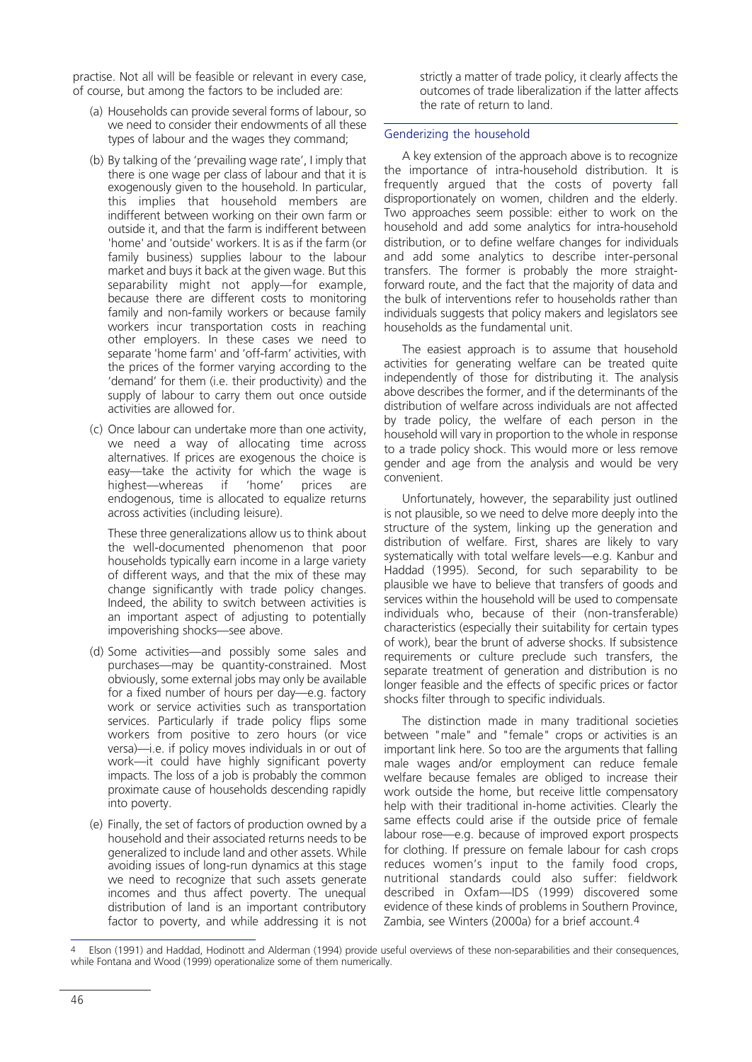practise. Not all will be feasible or relevant in every case, of course, but among the factors to be included are:

(a) Households can provide several forms of labour, so we need to consider their endowments of all these types of labour and the wages they command;

(b) By talking of the 'prevailing wage rate', I imply that there is one wage per class of labour and that it is exogenously given to the household. In particular, this implies that household members are indifferent between working on their own farm or outside it, and that the farm is indifferent between 'home' and 'outside' workers. It is as if the farm (or family business) supplies labour to the labour market and buys it back at the given wage. But this separability might not apply—for example, because there are different costs to monitoring family and non-family workers or because family workers incur transportation costs in reaching other employers. In these cases we need to separate 'home farm' and 'off-farm' activities, with the prices of the former varying according to the 'demand' for them (i.e. their productivity) and the supply of labour to carry them out once outside activities are allowed for.

(c) Once labour can undertake more than one activity, we need a way of allocating time across alternatives. If prices are exogenous the choice is easy—take the activity for which the wage is highest—whereas if 'home' prices are endogenous, time is allocated to equalize returns across activities (including leisure).

These three generalizations allow us to think about the well-documented phenomenon that poor households typically earn income in a large variety of different ways, and that the mix of these may change significantly with trade policy changes. Indeed, the ability to switch between activities is an important aspect of adjusting to potentially impoverishing shocks—see above.

(d) Some activities—and possibly some sales and purchases—may be quantity-constrained. Most obviously, some external jobs may only be available for a fixed number of hours per day—e.g. factory work or service activities such as transportation services. Particularly if trade policy flips some workers from positive to zero hours (or vice versa)—i.e. if policy moves individuals in or out of work—it could have highly significant poverty impacts. The loss of a job is probably the common proximate cause of households descending rapidly into poverty.

(e) Finally, the set of factors of production owned by a household and their associated returns needs to be generalized to include land and other assets. While avoiding issues of long-run dynamics at this stage we need to recognize that such assets generate incomes and thus affect poverty. The unequal distribution of land is an important contributory factor to poverty, and while addressing it is not strictly a matter of trade policy, it clearly affects the outcomes of trade liberalization if the latter affects the rate of return to land.

## Genderizing the household

A key extension of the approach above is to recognize the importance of intra-household distribution. It is frequently argued that the costs of poverty fall disproportionately on women, children and the elderly. Two approaches seem possible: either to work on the household and add some analytics for intra-household distribution, or to define welfare changes for individuals and add some analytics to describe inter-personal transfers. The former is probably the more straightforward route, and the fact that the majority of data and the bulk of interventions refer to households rather than individuals suggests that policy makers and legislators see households as the fundamental unit.

The easiest approach is to assume that household activities for generating welfare can be treated quite independently of those for distributing it. The analysis above describes the former, and if the determinants of the distribution of welfare across individuals are not affected by trade policy, the welfare of each person in the household will vary in proportion to the whole in response to a trade policy shock. This would more or less remove gender and age from the analysis and would be very convenient.

Unfortunately, however, the separability just outlined is not plausible, so we need to delve more deeply into the structure of the system, linking up the generation and distribution of welfare. First, shares are likely to vary systematically with total welfare levels—e.g. Kanbur and Haddad (1995). Second, for such separability to be plausible we have to believe that transfers of goods and services within the household will be used to compensate individuals who, because of their (non-transferable) characteristics (especially their suitability for certain types of work), bear the brunt of adverse shocks. If subsistence requirements or culture preclude such transfers, the separate treatment of generation and distribution is no longer feasible and the effects of specific prices or factor shocks filter through to specific individuals.

The distinction made in many traditional societies between "male" and "female" crops or activities is an important link here. So too are the arguments that falling male wages and/or employment can reduce female welfare because females are obliged to increase their work outside the home, but receive little compensatory help with their traditional in-home activities. Clearly the same effects could arise if the outside price of female labour rose—e.g. because of improved export prospects for clothing. If pressure on female labour for cash crops reduces women's input to the family food crops, nutritional standards could also suffer: fieldwork described in Oxfam—IDS (1999) discovered some evidence of these kinds of problems in Southern Province, Zambia, see Winters (2000a) for a brief account.[4]

[4] Elson (1991) and Haddad, Hodinott and Alderman (1994) provide useful overviews of these non-separabilities and their consequences, while Fontana and Wood (1999) operationalize some of them numerically.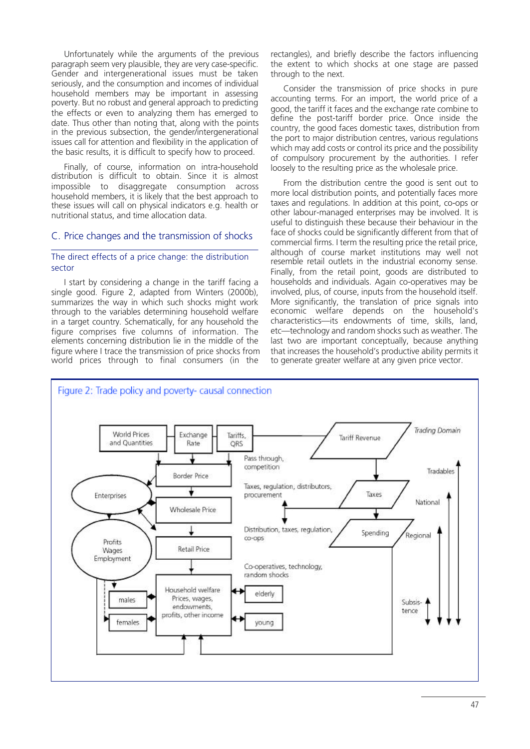Unfortunately while the arguments of the previous paragraph seem very plausible, they are very case-specific. Gender and intergenerational issues must be taken seriously, and the consumption and incomes of individual household members may be important in assessing poverty. But no robust and general approach to predicting the effects or even to analyzing them has emerged to date. Thus other than noting that, along with the points in the previous subsection, the gender/intergenerational issues call for attention and flexibility in the application of the basic results, it is difficult to specify how to proceed.

Finally, of course, information on intra-household distribution is difficult to obtain. Since it is almost impossible to disaggregate consumption across household members, it is likely that the best approach to these issues will call on physical indicators e.g. health or nutritional status, and time allocation data.

## C. Price changes and the transmission of shocks

### The direct effects of a price change: the distribution sector

I start by considering a change in the tariff facing a single good. Figure 2, adapted from Winters (2000b), summarizes the way in which such shocks might work through to the variables determining household welfare in a target country. Schematically, for any household the figure comprises five columns of information. The elements concerning distribution lie in the middle of the figure where I trace the transmission of price shocks from world prices through to final consumers (in the rectangles), and briefly describe the factors influencing the extent to which shocks at one stage are passed through to the next.

Consider the transmission of price shocks in pure accounting terms. For an import, the world price of a good, the tariff it faces and the exchange rate combine to define the post-tariff border price. Once inside the country, the good faces domestic taxes, distribution from the port to major distribution centres, various regulations which may add costs or control its price and the possibility of compulsory procurement by the authorities. I refer loosely to the resulting price as the wholesale price.

From the distribution centre the good is sent out to more local distribution points, and potentially faces more taxes and regulations. In addition at this point, co-ops or other labour-managed enterprises may be involved. It is useful to distinguish these because their behaviour in the face of shocks could be significantly different from that of commercial firms. I term the resulting price the retail price, although of course market institutions may well not resemble retail outlets in the industrial economy sense. Finally, from the retail point, goods are distributed to households and individuals. Again co-operatives may be involved, plus, of course, inputs from the household itself. More significantly, the translation of price signals into economic welfare depends on the household's characteristics—its endowments of time, skills, land, etc—technology and random shocks such as weather. The last two are important conceptually, because anything that increases the household's productive ability permits it to generate greater welfare at any given price vector.

Figure 2: Trade policy and poverty- causal connection

World Prices and Quantities
Exchange Rate
Tariffs, QRS
Tariff Revenue
Trading Domain
Border Price
Pass through, competition
Tradables
Enterprises
Wholesale Price
Taxes, regulation, distributors, procurement
Taxes
National
Profits
Wages
Employment
Retail Price
Distribution, taxes, regulation, co-ops
Spending
Regional
Co-operatives, technology, random shocks
males
females
Household welfare
Prices, wages, endowments, profits, other income
elderly
young
Subsistence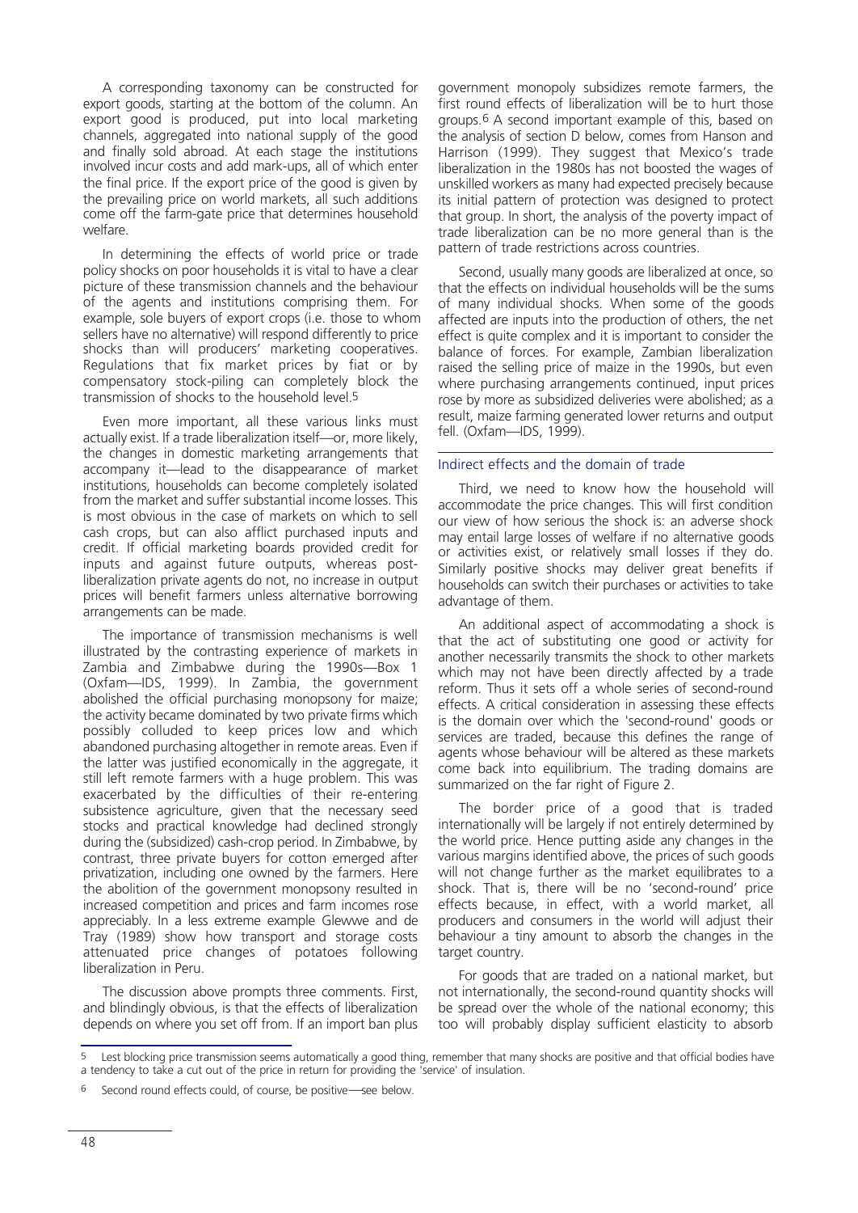A corresponding taxonomy can be constructed for export goods, starting at the bottom of the column. An export good is produced, put into local marketing channels, aggregated into national supply of the good and finally sold abroad. At each stage the institutions involved incur costs and add mark-ups, all of which enter the final price. If the export price of the good is given by the prevailing price on world markets, all such additions come off the farm-gate price that determines household welfare.

In determining the effects of world price or trade policy shocks on poor households it is vital to have a clear picture of these transmission channels and the behaviour of the agents and institutions comprising them. For example, sole buyers of export crops (i.e. those to whom sellers have no alternative) will respond differently to price shocks than will producers' marketing cooperatives. Regulations that fix market prices by fiat or by compensatory stock-piling can completely block the transmission of shocks to the household level.[5]

Even more important, all these various links must actually exist. If a trade liberalization itself—or, more likely, the changes in domestic marketing arrangements that accompany it—lead to the disappearance of market institutions, households can become completely isolated from the market and suffer substantial income losses. This is most obvious in the case of markets on which to sell cash crops, but can also afflict purchased inputs and credit. If official marketing boards provided credit for inputs and against future outputs, whereas post-liberalization private agents do not, no increase in output prices will benefit farmers unless alternative borrowing arrangements can be made.

The importance of transmission mechanisms is well illustrated by the contrasting experience of markets in Zambia and Zimbabwe during the 1990s—Box 1 (Oxfam—IDS, 1999). In Zambia, the government abolished the official purchasing monopsony for maize; the activity became dominated by two private firms which possibly colluded to keep prices low and which abandoned purchasing altogether in remote areas. Even if the latter was justified economically in the aggregate, it still left remote farmers with a huge problem. This was exacerbated by the difficulties of their re-entering subsistence agriculture, given that the necessary seed stocks and practical knowledge had declined strongly during the (subsidized) cash-crop period. In Zimbabwe, by contrast, three private buyers for cotton emerged after privatization, including one owned by the farmers. Here the abolition of the government monopsony resulted in increased competition and prices and farm incomes rose appreciably. In a less extreme example Glewwe and de Tray (1989) show how transport and storage costs attenuated price changes of potatoes following liberalization in Peru.

The discussion above prompts three comments. First, and blindingly obvious, is that the effects of liberalization depends on where you set off from. If an import ban plus government monopoly subsidizes remote farmers, the first round effects of liberalization will be to hurt those groups.[6] A second important example of this, based on the analysis of section D below, comes from Hanson and Harrison (1999). They suggest that Mexico's trade liberalization in the 1980s has not boosted the wages of unskilled workers as many had expected precisely because its initial pattern of protection was designed to protect that group. In short, the analysis of the poverty impact of trade liberalization can be no more general than is the pattern of trade restrictions across countries.

Second, usually many goods are liberalized at once, so that the effects on individual households will be the sums of many individual shocks. When some of the goods affected are inputs into the production of others, the net effect is quite complex and it is important to consider the balance of forces. For example, Zambian liberalization raised the selling price of maize in the 1990s, but even where purchasing arrangements continued, input prices rose by more as subsidized deliveries were abolished; as a result, maize farming generated lower returns and output fell. (Oxfam—IDS, 1999).

### Indirect effects and the domain of trade

Third, we need to know how the household will accommodate the price changes. This will first condition our view of how serious the shock is: an adverse shock may entail large losses of welfare if no alternative goods or activities exist, or relatively small losses if they do. Similarly positive shocks may deliver great benefits if households can switch their purchases or activities to take advantage of them.

An additional aspect of accommodating a shock is that the act of substituting one good or activity for another necessarily transmits the shock to other markets which may not have been directly affected by a trade reform. Thus it sets off a whole series of second-round effects. A critical consideration in assessing these effects is the domain over which the 'second-round' goods or services are traded, because this defines the range of agents whose behaviour will be altered as these markets come back into equilibrium. The trading domains are summarized on the far right of Figure 2.

The border price of a good that is traded internationally will be largely if not entirely determined by the world price. Hence putting aside any changes in the various margins identified above, the prices of such goods will not change further as the market equilibrates to a shock. That is, there will be no 'second-round' price effects because, in effect, with a world market, all producers and consumers in the world will adjust their behaviour a tiny amount to absorb the changes in the target country.

For goods that are traded on a national market, but not internationally, the second-round quantity shocks will be spread over the whole of the national economy; this too will probably display sufficient elasticity to absorb

[5] Lest blocking price transmission seems automatically a good thing, remember that many shocks are positive and that official bodies have a tendency to take a cut out of the price in return for providing the 'service' of insulation.

[6] Second round effects could, of course, be positive—see below.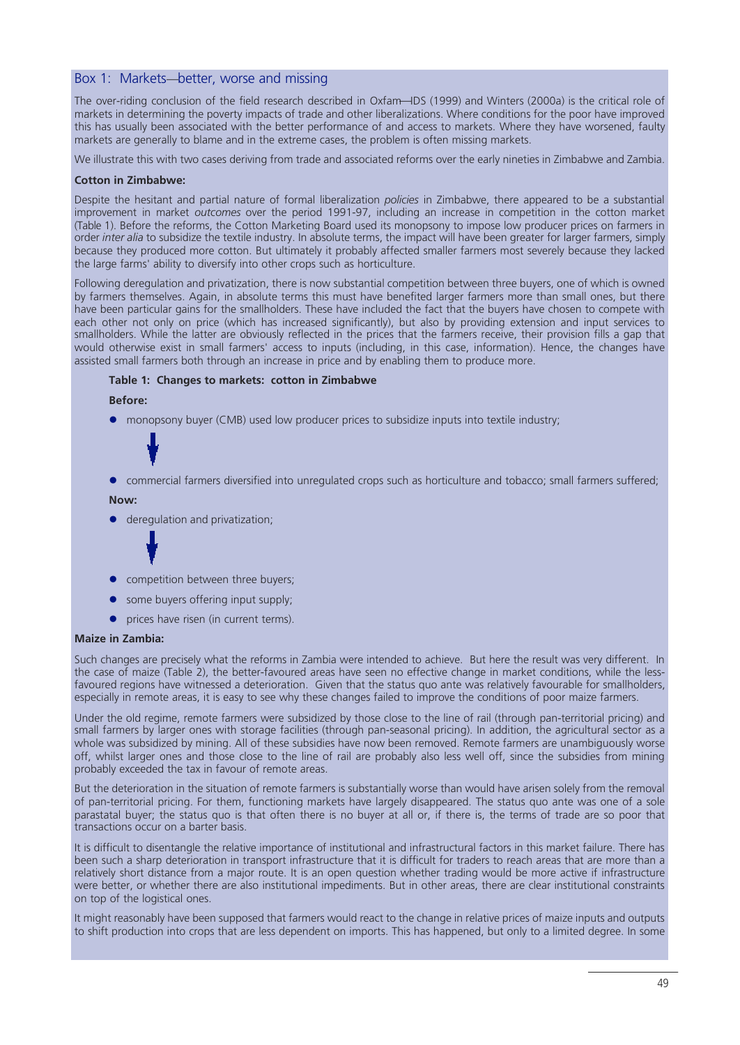## Box 1: Markets—better, worse and missing

The over-riding conclusion of the field research described in Oxfam—IDS (1999) and Winters (2000a) is the critical role of markets in determining the poverty impacts of trade and other liberalizations. Where conditions for the poor have improved this has usually been associated with the better performance of and access to markets. Where they have worsened, faulty markets are generally to blame and in the extreme cases, the problem is often missing markets.

We illustrate this with two cases deriving from trade and associated reforms over the early nineties in Zimbabwe and Zambia.

**Cotton in Zimbabwe:**

Despite the hesitant and partial nature of formal liberalization *policies* in Zimbabwe, there appeared to be a substantial improvement in market *outcomes* over the period 1991-97, including an increase in competition in the cotton market (Table 1). Before the reforms, the Cotton Marketing Board used its monopsony to impose low producer prices on farmers in order *inter alia* to subsidize the textile industry. In absolute terms, the impact will have been greater for larger farmers, simply because they produced more cotton. But ultimately it probably affected smaller farmers most severely because they lacked the large farms' ability to diversify into other crops such as horticulture.

Following deregulation and privatization, there is now substantial competition between three buyers, one of which is owned by farmers themselves. Again, in absolute terms this must have benefited larger farmers more than small ones, but there have been particular gains for the smallholders. These have included the fact that the buyers have chosen to compete with each other not only on price (which has increased significantly), but also by providing extension and input services to smallholders. While the latter are obviously reflected in the prices that the farmers receive, their provision fills a gap that would otherwise exist in small farmers' access to inputs (including, in this case, information). Hence, the changes have assisted small farmers both through an increase in price and by enabling them to produce more.

**Table 1: Changes to markets: cotton in Zimbabwe**

**Before:**

- monopsony buyer (CMB) used low producer prices to subsidize inputs into textile industry;

↓

- commercial farmers diversified into unregulated crops such as horticulture and tobacco; small farmers suffered;

**Now:**

- deregulation and privatization;

↓

- competition between three buyers;
- some buyers offering input supply;
- prices have risen (in current terms).

**Maize in Zambia:**

Such changes are precisely what the reforms in Zambia were intended to achieve. But here the result was very different. In the case of maize (Table 2), the better-favoured areas have seen no effective change in market conditions, while the less-favoured regions have witnessed a deterioration. Given that the status quo ante was relatively favourable for smallholders, especially in remote areas, it is easy to see why these changes failed to improve the conditions of poor maize farmers.

Under the old regime, remote farmers were subsidized by those close to the line of rail (through pan-territorial pricing) and small farmers by larger ones with storage facilities (through pan-seasonal pricing). In addition, the agricultural sector as a whole was subsidized by mining. All of these subsidies have now been removed. Remote farmers are unambiguously worse off, whilst larger ones and those close to the line of rail are probably also less well off, since the subsidies from mining probably exceeded the tax in favour of remote areas.

But the deterioration in the situation of remote farmers is substantially worse than would have arisen solely from the removal of pan-territorial pricing. For them, functioning markets have largely disappeared. The status quo ante was one of a sole parastatal buyer; the status quo is that often there is no buyer at all or, if there is, the terms of trade are so poor that transactions occur on a barter basis.

It is difficult to disentangle the relative importance of institutional and infrastructural factors in this market failure. There has been such a sharp deterioration in transport infrastructure that it is difficult for traders to reach areas that are more than a relatively short distance from a major route. It is an open question whether trading would be more active if infrastructure were better, or whether there are also institutional impediments. But in other areas, there are clear institutional constraints on top of the logistical ones.

It might reasonably have been supposed that farmers would react to the change in relative prices of maize inputs and outputs to shift production into crops that are less dependent on imports. This has happened, but only to a limited degree. In some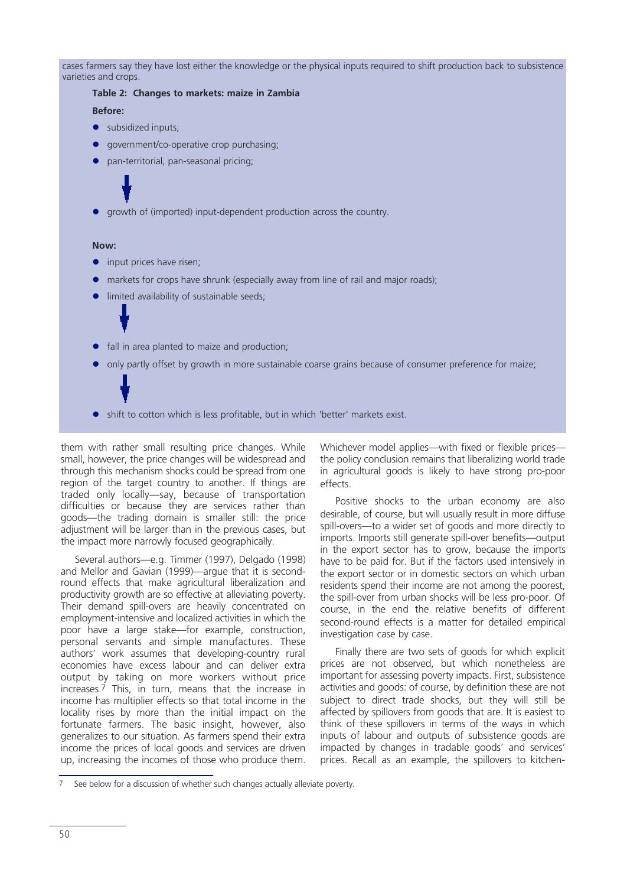cases farmers say they have lost either the knowledge or the physical inputs required to shift production back to subsistence varieties and crops.

**Table 2: Changes to markets: maize in Zambia**

**Before:**

- subsidized inputs;
- government/co-operative crop purchasing;
- pan-territorial, pan-seasonal pricing;

↓

- growth of (imported) input-dependent production across the country.

**Now:**

- input prices have risen;
- markets for crops have shrunk (especially away from line of rail and major roads);
- limited availability of sustainable seeds;

↓

- fall in area planted to maize and production;
- only partly offset by growth in more sustainable coarse grains because of consumer preference for maize;

↓

- shift to cotton which is less profitable, but in which 'better' markets exist.

them with rather small resulting price changes. While small, however, the price changes will be widespread and through this mechanism shocks could be spread from one region of the target country to another. If things are traded only locally—say, because of transportation difficulties or because they are services rather than goods—the trading domain is smaller still: the price adjustment will be larger than in the previous cases, but the impact more narrowly focused geographically.

Several authors—e.g. Timmer (1997), Delgado (1998) and Mellor and Gavian (1999)—argue that it is second-round effects that make agricultural liberalization and productivity growth are so effective at alleviating poverty. Their demand spill-overs are heavily concentrated on employment-intensive and localized activities in which the poor have a large stake—for example, construction, personal servants and simple manufactures. These authors' work assumes that developing-country rural economies have excess labour and can deliver extra output by taking on more workers without price increases.[7] This, in turn, means that the increase in income has multiplier effects so that total income in the locality rises by more than the initial impact on the fortunate farmers. The basic insight, however, also generalizes to our situation. As farmers spend their extra income the prices of local goods and services are driven up, increasing the incomes of those who produce them. Whichever model applies—with fixed or flexible prices—the policy conclusion remains that liberalizing world trade in agricultural goods is likely to have strong pro-poor effects.

Positive shocks to the urban economy are also desirable, of course, but will usually result in more diffuse spill-overs—to a wider set of goods and more directly to imports. Imports still generate spill-over benefits—output in the export sector has to grow, because the imports have to be paid for. But if the factors used intensively in the export sector or in domestic sectors on which urban residents spend their income are not among the poorest, the spill-over from urban shocks will be less pro-poor. Of course, in the end the relative benefits of different second-round effects is a matter for detailed empirical investigation case by case.

Finally there are two sets of goods for which explicit prices are not observed, but which nonetheless are important for assessing poverty impacts. First, subsistence activities and goods: of course, by definition these are not subject to direct trade shocks, but they will still be affected by spillovers from goods that are. It is easiest to think of these spillovers in terms of the ways in which inputs of labour and outputs of subsistence goods are impacted by changes in tradable goods' and services' prices. Recall as an example, the spillovers to kitchen-

---

[7] See below for a discussion of whether such changes actually alleviate poverty.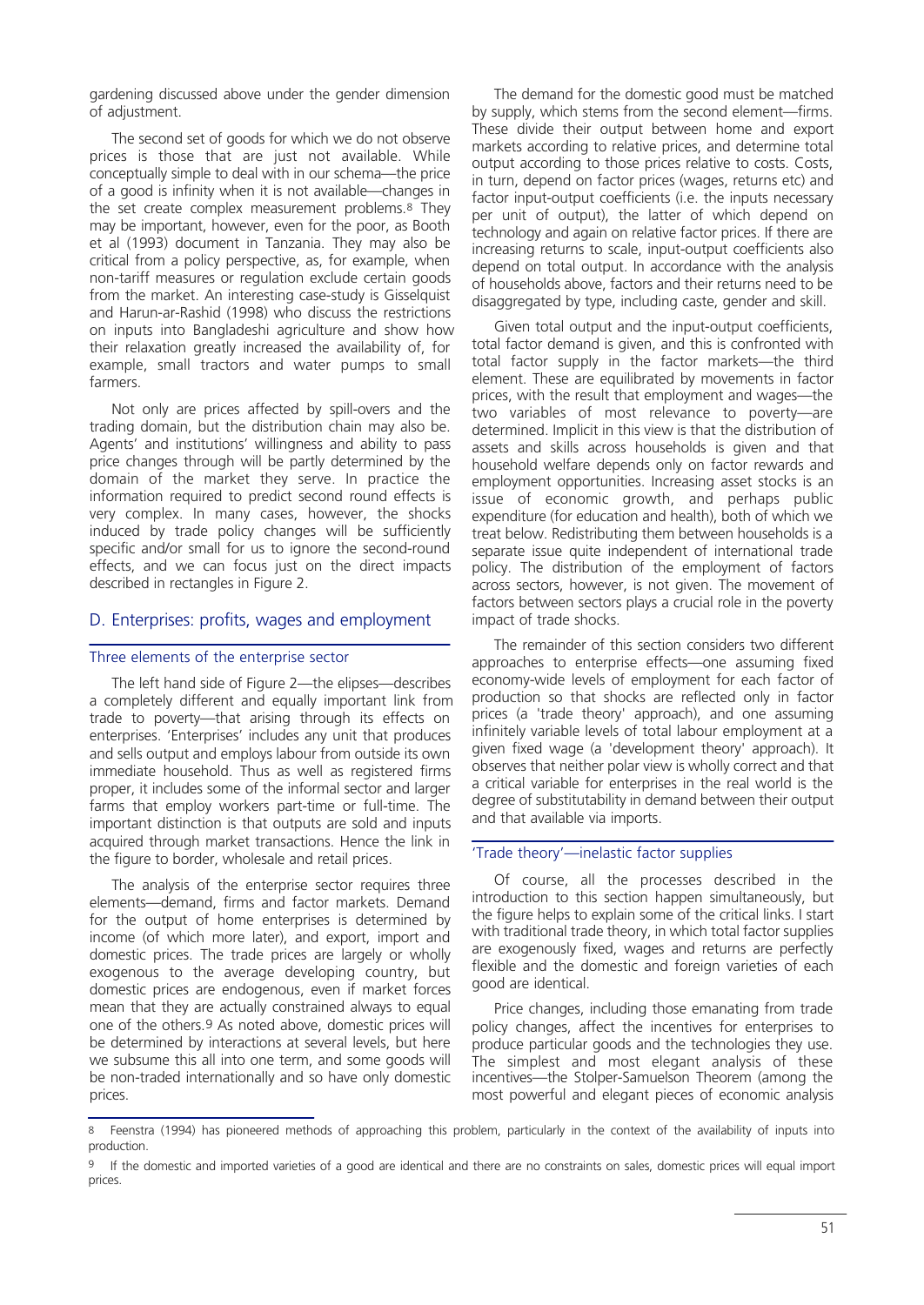gardening discussed above under the gender dimension of adjustment.

The second set of goods for which we do not observe prices is those that are just not available. While conceptually simple to deal with in our schema—the price of a good is infinity when it is not available—changes in the set create complex measurement problems.[8] They may be important, however, even for the poor, as Booth et al (1993) document in Tanzania. They may also be critical from a policy perspective, as, for example, when non-tariff measures or regulation exclude certain goods from the market. An interesting case-study is Gisselquist and Harun-ar-Rashid (1998) who discuss the restrictions on inputs into Bangladeshi agriculture and show how their relaxation greatly increased the availability of, for example, small tractors and water pumps to small farmers.

Not only are prices affected by spill-overs and the trading domain, but the distribution chain may also be. Agents' and institutions' willingness and ability to pass price changes through will be partly determined by the domain of the market they serve. In practice the information required to predict second round effects is very complex. In many cases, however, the shocks induced by trade policy changes will be sufficiently specific and/or small for us to ignore the second-round effects, and we can focus just on the direct impacts described in rectangles in Figure 2.

## D. Enterprises: profits, wages and employment

### Three elements of the enterprise sector

The left hand side of Figure 2—the elipses—describes a completely different and equally important link from trade to poverty—that arising through its effects on enterprises. 'Enterprises' includes any unit that produces and sells output and employs labour from outside its own immediate household. Thus as well as registered firms proper, it includes some of the informal sector and larger farms that employ workers part-time or full-time. The important distinction is that outputs are sold and inputs acquired through market transactions. Hence the link in the figure to border, wholesale and retail prices.

The analysis of the enterprise sector requires three elements—demand, firms and factor markets. Demand for the output of home enterprises is determined by income (of which more later), and export, import and domestic prices. The trade prices are largely or wholly exogenous to the average developing country, but domestic prices are endogenous, even if market forces mean that they are actually constrained always to equal one of the others.[9] As noted above, domestic prices will be determined by interactions at several levels, but here we subsume this all into one term, and some goods will be non-traded internationally and so have only domestic prices.

The demand for the domestic good must be matched by supply, which stems from the second element—firms. These divide their output between home and export markets according to relative prices, and determine total output according to those prices relative to costs. Costs, in turn, depend on factor prices (wages, returns etc) and factor input-output coefficients (i.e. the inputs necessary per unit of output), the latter of which depend on technology and again on relative factor prices. If there are increasing returns to scale, input-output coefficients also depend on total output. In accordance with the analysis of households above, factors and their returns need to be disaggregated by type, including caste, gender and skill.

Given total output and the input-output coefficients, total factor demand is given, and this is confronted with total factor supply in the factor markets—the third element. These are equilibrated by movements in factor prices, with the result that employment and wages—the two variables of most relevance to poverty—are determined. Implicit in this view is that the distribution of assets and skills across households is given and that household welfare depends only on factor rewards and employment opportunities. Increasing asset stocks is an issue of economic growth, and perhaps public expenditure (for education and health), both of which we treat below. Redistributing them between households is a separate issue quite independent of international trade policy. The distribution of the employment of factors across sectors, however, is not given. The movement of factors between sectors plays a crucial role in the poverty impact of trade shocks.

The remainder of this section considers two different approaches to enterprise effects—one assuming fixed economy-wide levels of employment for each factor of production so that shocks are reflected only in factor prices (a 'trade theory' approach), and one assuming infinitely variable levels of total labour employment at a given fixed wage (a 'development theory' approach). It observes that neither polar view is wholly correct and that a critical variable for enterprises in the real world is the degree of substitutability in demand between their output and that available via imports.

### 'Trade theory'—inelastic factor supplies

Of course, all the processes described in the introduction to this section happen simultaneously, but the figure helps to explain some of the critical links. I start with traditional trade theory, in which total factor supplies are exogenously fixed, wages and returns are perfectly flexible and the domestic and foreign varieties of each good are identical.

Price changes, including those emanating from trade policy changes, affect the incentives for enterprises to produce particular goods and the technologies they use. The simplest and most elegant analysis of these incentives—the Stolper-Samuelson Theorem (among the most powerful and elegant pieces of economic analysis

---

[8] Feenstra (1994) has pioneered methods of approaching this problem, particularly in the context of the availability of inputs into production.

[9] If the domestic and imported varieties of a good are identical and there are no constraints on sales, domestic prices will equal import prices.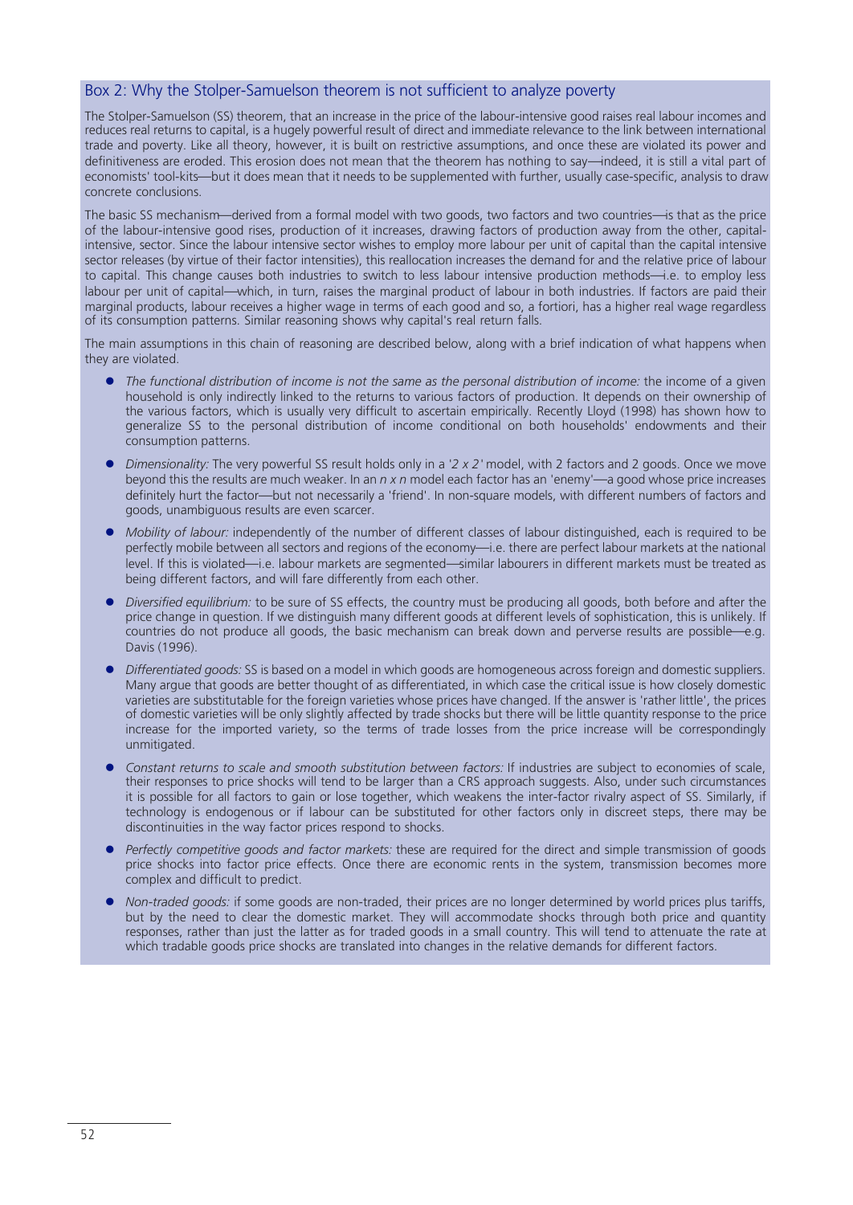### Box 2: Why the Stolper-Samuelson theorem is not sufficient to analyze poverty

The Stolper-Samuelson (SS) theorem, that an increase in the price of the labour-intensive good raises real labour incomes and reduces real returns to capital, is a hugely powerful result of direct and immediate relevance to the link between international trade and poverty. Like all theory, however, it is built on restrictive assumptions, and once these are violated its power and definitiveness are eroded. This erosion does not mean that the theorem has nothing to say—indeed, it is still a vital part of economists' tool-kits—but it does mean that it needs to be supplemented with further, usually case-specific, analysis to draw concrete conclusions.

The basic SS mechanism—derived from a formal model with two goods, two factors and two countries—is that as the price of the labour-intensive good rises, production of it increases, drawing factors of production away from the other, capital-intensive, sector. Since the labour intensive sector wishes to employ more labour per unit of capital than the capital intensive sector releases (by virtue of their factor intensities), this reallocation increases the demand for and the relative price of labour to capital. This change causes both industries to switch to less labour intensive production methods—i.e. to employ less labour per unit of capital—which, in turn, raises the marginal product of labour in both industries. If factors are paid their marginal products, labour receives a higher wage in terms of each good and so, a fortiori, has a higher real wage regardless of its consumption patterns. Similar reasoning shows why capital's real return falls.

The main assumptions in this chain of reasoning are described below, along with a brief indication of what happens when they are violated.

- *The functional distribution of income is not the same as the personal distribution of income:* the income of a given household is only indirectly linked to the returns to various factors of production. It depends on their ownership of the various factors, which is usually very difficult to ascertain empirically. Recently Lloyd (1998) has shown how to generalize SS to the personal distribution of income conditional on both households' endowments and their consumption patterns.
- *Dimensionality:* The very powerful SS result holds only in a '*2 x 2*' model, with 2 factors and 2 goods. Once we move beyond this the results are much weaker. In an *n x n* model each factor has an 'enemy'—a good whose price increases definitely hurt the factor—but not necessarily a 'friend'. In non-square models, with different numbers of factors and goods, unambiguous results are even scarcer.
- *Mobility of labour:* independently of the number of different classes of labour distinguished, each is required to be perfectly mobile between all sectors and regions of the economy—i.e. there are perfect labour markets at the national level. If this is violated—i.e. labour markets are segmented—similar labourers in different markets must be treated as being different factors, and will fare differently from each other.
- *Diversified equilibrium:* to be sure of SS effects, the country must be producing all goods, both before and after the price change in question. If we distinguish many different goods at different levels of sophistication, this is unlikely. If countries do not produce all goods, the basic mechanism can break down and perverse results are possible—e.g. Davis (1996).
- *Differentiated goods:* SS is based on a model in which goods are homogeneous across foreign and domestic suppliers. Many argue that goods are better thought of as differentiated, in which case the critical issue is how closely domestic varieties are substitutable for the foreign varieties whose prices have changed. If the answer is 'rather little', the prices of domestic varieties will be only slightly affected by trade shocks but there will be little quantity response to the price increase for the imported variety, so the terms of trade losses from the price increase will be correspondingly unmitigated.
- *Constant returns to scale and smooth substitution between factors:* If industries are subject to economies of scale, their responses to price shocks will tend to be larger than a CRS approach suggests. Also, under such circumstances it is possible for all factors to gain or lose together, which weakens the inter-factor rivalry aspect of SS. Similarly, if technology is endogenous or if labour can be substituted for other factors only in discreet steps, there may be discontinuities in the way factor prices respond to shocks.
- *Perfectly competitive goods and factor markets:* these are required for the direct and simple transmission of goods price shocks into factor price effects. Once there are economic rents in the system, transmission becomes more complex and difficult to predict.
- *Non-traded goods:* if some goods are non-traded, their prices are no longer determined by world prices plus tariffs, but by the need to clear the domestic market. They will accommodate shocks through both price and quantity responses, rather than just the latter as for traded goods in a small country. This will tend to attenuate the rate at which tradable goods price shocks are translated into changes in the relative demands for different factors.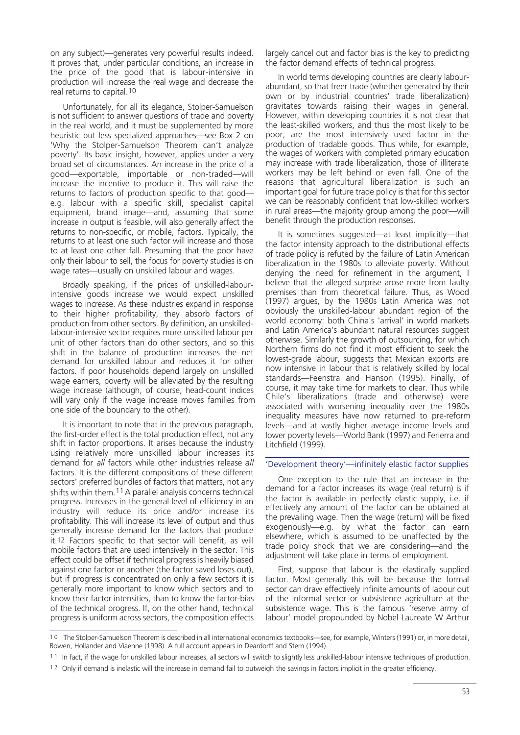on any subject)—generates very powerful results indeed. It proves that, under particular conditions, an increase in the price of the good that is labour-intensive in production will increase the real wage and decrease the real returns to capital.[10]

Unfortunately, for all its elegance, Stolper-Samuelson is not sufficient to answer questions of trade and poverty in the real world, and it must be supplemented by more heuristic but less specialized approaches—see Box 2 on 'Why the Stolper-Samuelson Theorem can't analyze poverty'. Its basic insight, however, applies under a very broad set of circumstances. An increase in the price of a good—exportable, importable or non-traded—will increase the incentive to produce it. This will raise the returns to factors of production specific to that good—e.g. labour with a specific skill, specialist capital equipment, brand image—and, assuming that some increase in output is feasible, will also generally affect the returns to non-specific, or mobile, factors. Typically, the returns to at least one such factor will increase and those to at least one other fall. Presuming that the poor have only their labour to sell, the focus for poverty studies is on wage rates—usually on unskilled labour and wages.

Broadly speaking, if the prices of unskilled-labour-intensive goods increase we would expect unskilled wages to increase. As these industries expand in response to their higher profitability, they absorb factors of production from other sectors. By definition, an unskilled-labour-intensive sector requires more unskilled labour per unit of other factors than do other sectors, and so this shift in the balance of production increases the net demand for unskilled labour and reduces it for other factors. If poor households depend largely on unskilled wage earners, poverty will be alleviated by the resulting wage increase (although, of course, head-count indices will vary only if the wage increase moves families from one side of the boundary to the other).

It is important to note that in the previous paragraph, the first-order effect is the total production effect, not any shift in factor proportions. It arises because the industry using relatively more unskilled labour increases its demand for *all* factors while other industries release *all* factors. It is the different compositions of these different sectors' preferred bundles of factors that matters, not any shifts within them.[11] A parallel analysis concerns technical progress. Increases in the general level of efficiency in an industry will reduce its price and/or increase its profitability. This will increase its level of output and thus generally increase demand for the factors that produce it.[12] Factors specific to that sector will benefit, as will mobile factors that are used intensively in the sector. This effect could be offset if technical progress is heavily biased against one factor or another (the factor saved loses out), but if progress is concentrated on only a few sectors it is generally more important to know which sectors and to know their factor intensities, than to know the factor-bias of the technical progress. If, on the other hand, technical progress is uniform across sectors, the composition effects largely cancel out and factor bias is the key to predicting the factor demand effects of technical progress.

In world terms developing countries are clearly labour-abundant, so that freer trade (whether generated by their own or by industrial countries' trade liberalization) gravitates towards raising their wages in general. However, within developing countries it is not clear that the least-skilled workers, and thus the most likely to be poor, are the most intensively used factor in the production of tradable goods. Thus while, for example, the wages of workers with completed primary education may increase with trade liberalization, those of illiterate workers may be left behind or even fall. One of the reasons that agricultural liberalization is such an important goal for future trade policy is that for this sector we can be reasonably confident that low-skilled workers in rural areas—the majority group among the poor—will benefit through the production responses.

It is sometimes suggested—at least implicitly—that the factor intensity approach to the distributional effects of trade policy is refuted by the failure of Latin American liberalization in the 1980s to alleviate poverty. Without denying the need for refinement in the argument, I believe that the alleged surprise arose more from faulty premises than from theoretical failure. Thus, as Wood (1997) argues, by the 1980s Latin America was not obviously the unskilled-labour abundant region of the world economy: both China's 'arrival' in world markets and Latin America's abundant natural resources suggest otherwise. Similarly the growth of outsourcing, for which Northern firms do not find it most efficient to seek the lowest-grade labour, suggests that Mexican exports are now intensive in labour that is relatively skilled by local standards—Feenstra and Hanson (1995). Finally, of course, it may take time for markets to clear. Thus while Chile's liberalizations (trade and otherwise) were associated with worsening inequality over the 1980s inequality measures have now returned to pre-reform levels—and at vastly higher average income levels and lower poverty levels—World Bank (1997) and Ferierra and Litchfield (1999).

## 'Development theory'—infinitely elastic factor supplies

One exception to the rule that an increase in the demand for a factor increases its wage (real return) is if the factor is available in perfectly elastic supply, i.e. if effectively any amount of the factor can be obtained at the prevailing wage. Then the wage (return) will be fixed exogenously—e.g. by what the factor can earn elsewhere, which is assumed to be unaffected by the trade policy shock that we are considering—and the adjustment will take place in terms of employment.

First, suppose that labour is the elastically supplied factor. Most generally this will be because the formal sector can draw effectively infinite amounts of labour out of the informal sector or subsistence agriculture at the subsistence wage. This is the famous 'reserve army of labour' model propounded by Nobel Laureate W Arthur

---

[10] The Stolper-Samuelson Theorem is described in all international economics textbooks—see, for example, Winters (1991) or, in more detail, Bowen, Hollander and Viaenne (1998). A full account appears in Deardorff and Stern (1994).

[11] In fact, if the wage for unskilled labour increases, all sectors will switch to slightly less unskilled-labour intensive techniques of production.

[12] Only if demand is inelastic will the increase in demand fail to outweigh the savings in factors implicit in the greater efficiency.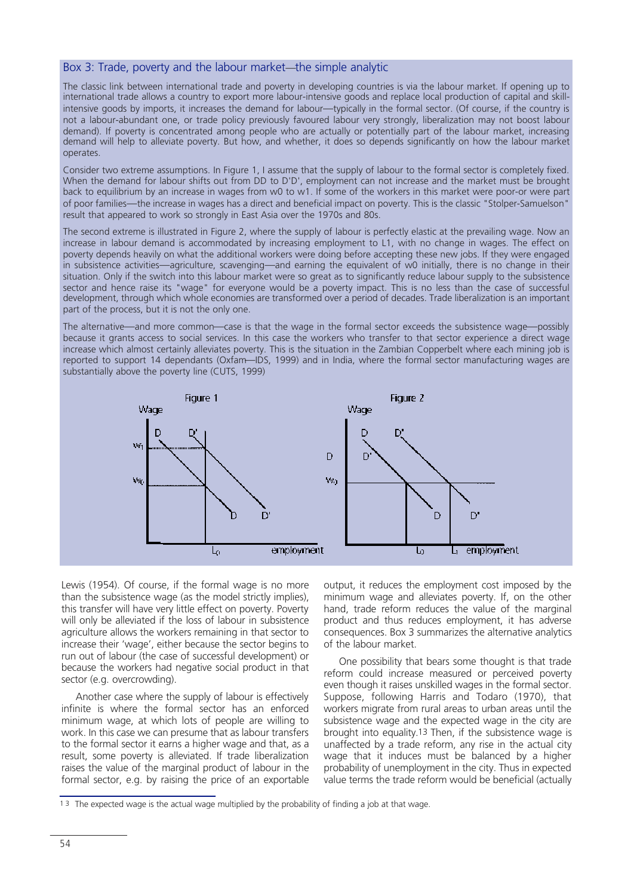### Box 3: Trade, poverty and the labour market—the simple analytic

The classic link between international trade and poverty in developing countries is via the labour market. If opening up to international trade allows a country to export more labour-intensive goods and replace local production of capital and skill-intensive goods by imports, it increases the demand for labour—typically in the formal sector. (Of course, if the country is not a labour-abundant one, or trade policy previously favoured labour very strongly, liberalization may not boost labour demand). If poverty is concentrated among people who are actually or potentially part of the labour market, increasing demand will help to alleviate poverty. But how, and whether, it does so depends significantly on how the labour market operates.

Consider two extreme assumptions. In Figure 1, I assume that the supply of labour to the formal sector is completely fixed. When the demand for labour shifts out from DD to D'D', employment can not increase and the market must be brought back to equilibrium by an increase in wages from w0 to w1. If some of the workers in this market were poor-or were part of poor families—the increase in wages has a direct and beneficial impact on poverty. This is the classic "Stolper-Samuelson" result that appeared to work so strongly in East Asia over the 1970s and 80s.

The second extreme is illustrated in Figure 2, where the supply of labour is perfectly elastic at the prevailing wage. Now an increase in labour demand is accommodated by increasing employment to L1, with no change in wages. The effect on poverty depends heavily on what the additional workers were doing before accepting these new jobs. If they were engaged in subsistence activities—agriculture, scavenging—and earning the equivalent of w0 initially, there is no change in their situation. Only if the switch into this labour market were so great as to significantly reduce labour supply to the subsistence sector and hence raise its "wage" for everyone would be a poverty impact. This is no less than the case of successful development, through which whole economies are transformed over a period of decades. Trade liberalization is an important part of the process, but it is not the only one.

The alternative—and more common—case is that the wage in the formal sector exceeds the subsistence wage—possibly because it grants access to social services. In this case the workers who transfer to that sector experience a direct wage increase which almost certainly alleviates poverty. This is the situation in the Zambian Copperbelt where each mining job is reported to support 14 dependants (Oxfam—IDS, 1999) and in India, where the formal sector manufacturing wages are substantially above the poverty line (CUTS, 1999)

Figure 1

Figure 2

Lewis (1954). Of course, if the formal wage is no more than the subsistence wage (as the model strictly implies), this transfer will have very little effect on poverty. Poverty will only be alleviated if the loss of labour in subsistence agriculture allows the workers remaining in that sector to increase their 'wage', either because the sector begins to run out of labour (the case of successful development) or because the workers had negative social product in that sector (e.g. overcrowding).

Another case where the supply of labour is effectively infinite is where the formal sector has an enforced minimum wage, at which lots of people are willing to work. In this case we can presume that as labour transfers to the formal sector it earns a higher wage and that, as a result, some poverty is alleviated. If trade liberalization raises the value of the marginal product of labour in the formal sector, e.g. by raising the price of an exportable output, it reduces the employment cost imposed by the minimum wage and alleviates poverty. If, on the other hand, trade reform reduces the value of the marginal product and thus reduces employment, it has adverse consequences. Box 3 summarizes the alternative analytics of the labour market.

One possibility that bears some thought is that trade reform could increase measured or perceived poverty even though it raises unskilled wages in the formal sector. Suppose, following Harris and Todaro (1970), that workers migrate from rural areas to urban areas until the subsistence wage and the expected wage in the city are brought into equality.[13] Then, if the subsistence wage is unaffected by a trade reform, any rise in the actual city wage that it induces must be balanced by a higher probability of unemployment in the city. Thus in expected value terms the trade reform would be beneficial (actually

[13] The expected wage is the actual wage multiplied by the probability of finding a job at that wage.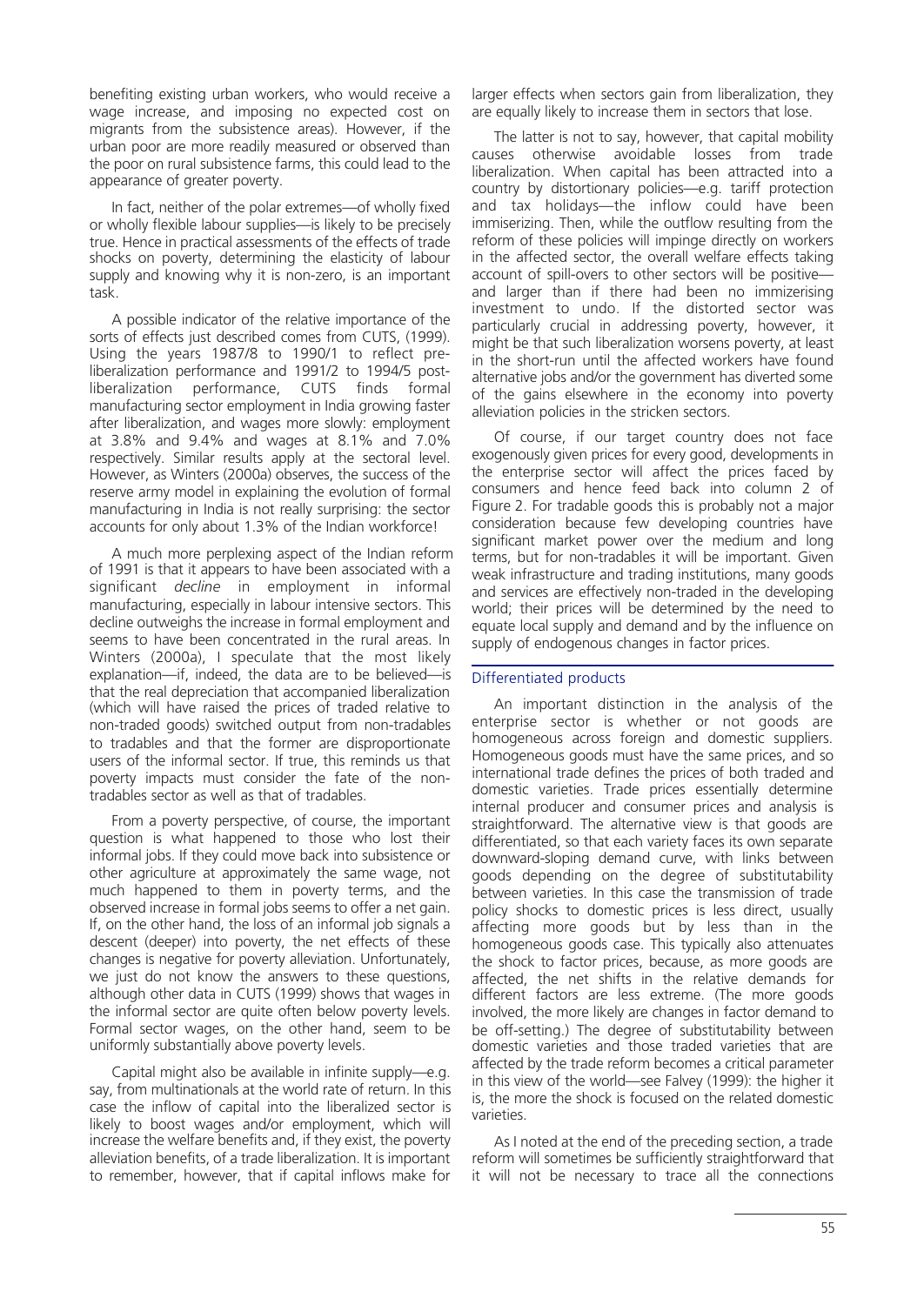benefiting existing urban workers, who would receive a wage increase, and imposing no expected cost on migrants from the subsistence areas). However, if the urban poor are more readily measured or observed than the poor on rural subsistence farms, this could lead to the appearance of greater poverty.

In fact, neither of the polar extremes—of wholly fixed or wholly flexible labour supplies—is likely to be precisely true. Hence in practical assessments of the effects of trade shocks on poverty, determining the elasticity of labour supply and knowing why it is non-zero, is an important task.

A possible indicator of the relative importance of the sorts of effects just described comes from CUTS, (1999). Using the years 1987/8 to 1990/1 to reflect pre-liberalization performance and 1991/2 to 1994/5 post-liberalization performance, CUTS finds formal manufacturing sector employment in India growing faster after liberalization, and wages more slowly: employment at 3.8% and 9.4% and wages at 8.1% and 7.0% respectively. Similar results apply at the sectoral level. However, as Winters (2000a) observes, the success of the reserve army model in explaining the evolution of formal manufacturing in India is not really surprising: the sector accounts for only about 1.3% of the Indian workforce!

A much more perplexing aspect of the Indian reform of 1991 is that it appears to have been associated with a significant *decline* in employment in informal manufacturing, especially in labour intensive sectors. This decline outweighs the increase in formal employment and seems to have been concentrated in the rural areas. In Winters (2000a), I speculate that the most likely explanation—if, indeed, the data are to be believed—is that the real depreciation that accompanied liberalization (which will have raised the prices of traded relative to non-traded goods) switched output from non-tradables to tradables and that the former are disproportionate users of the informal sector. If true, this reminds us that poverty impacts must consider the fate of the non-tradables sector as well as that of tradables.

From a poverty perspective, of course, the important question is what happened to those who lost their informal jobs. If they could move back into subsistence or other agriculture at approximately the same wage, not much happened to them in poverty terms, and the observed increase in formal jobs seems to offer a net gain. If, on the other hand, the loss of an informal job signals a descent (deeper) into poverty, the net effects of these changes is negative for poverty alleviation. Unfortunately, we just do not know the answers to these questions, although other data in CUTS (1999) shows that wages in the informal sector are quite often below poverty levels. Formal sector wages, on the other hand, seem to be uniformly substantially above poverty levels.

Capital might also be available in infinite supply—e.g. say, from multinationals at the world rate of return. In this case the inflow of capital into the liberalized sector is likely to boost wages and/or employment, which will increase the welfare benefits and, if they exist, the poverty alleviation benefits, of a trade liberalization. It is important to remember, however, that if capital inflows make for larger effects when sectors gain from liberalization, they are equally likely to increase them in sectors that lose.

The latter is not to say, however, that capital mobility causes otherwise avoidable losses from trade liberalization. When capital has been attracted into a country by distortionary policies—e.g. tariff protection and tax holidays—the inflow could have been immiserizing. Then, while the outflow resulting from the reform of these policies will impinge directly on workers in the affected sector, the overall welfare effects taking account of spill-overs to other sectors will be positive—and larger than if there had been no immizerising investment to undo. If the distorted sector was particularly crucial in addressing poverty, however, it might be that such liberalization worsens poverty, at least in the short-run until the affected workers have found alternative jobs and/or the government has diverted some of the gains elsewhere in the economy into poverty alleviation policies in the stricken sectors.

Of course, if our target country does not face exogenously given prices for every good, developments in the enterprise sector will affect the prices faced by consumers and hence feed back into column 2 of Figure 2. For tradable goods this is probably not a major consideration because few developing countries have significant market power over the medium and long terms, but for non-tradables it will be important. Given weak infrastructure and trading institutions, many goods and services are effectively non-traded in the developing world; their prices will be determined by the need to equate local supply and demand and by the influence on supply of endogenous changes in factor prices.

## Differentiated products

An important distinction in the analysis of the enterprise sector is whether or not goods are homogeneous across foreign and domestic suppliers. Homogeneous goods must have the same prices, and so international trade defines the prices of both traded and domestic varieties. Trade prices essentially determine internal producer and consumer prices and analysis is straightforward. The alternative view is that goods are differentiated, so that each variety faces its own separate downward-sloping demand curve, with links between goods depending on the degree of substitutability between varieties. In this case the transmission of trade policy shocks to domestic prices is less direct, usually affecting more goods but by less than in the homogeneous goods case. This typically also attenuates the shock to factor prices, because, as more goods are affected, the net shifts in the relative demands for different factors are less extreme. (The more goods involved, the more likely are changes in factor demand to be off-setting.) The degree of substitutability between domestic varieties and those traded varieties that are affected by the trade reform becomes a critical parameter in this view of the world—see Falvey (1999): the higher it is, the more the shock is focused on the related domestic varieties.

As I noted at the end of the preceding section, a trade reform will sometimes be sufficiently straightforward that it will not be necessary to trace all the connections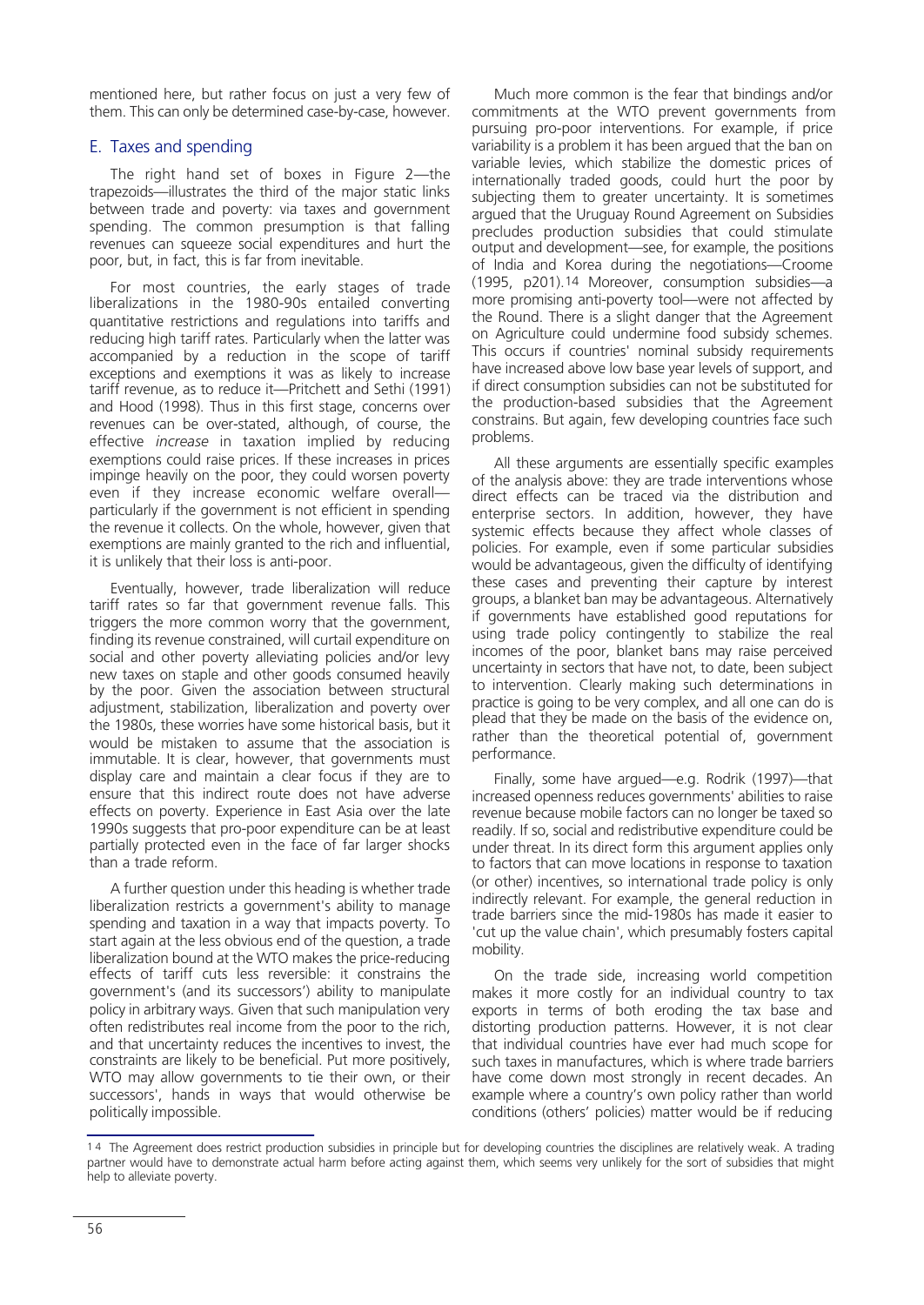mentioned here, but rather focus on just a very few of them. This can only be determined case-by-case, however.

## E. Taxes and spending

The right hand set of boxes in Figure 2—the trapezoids—illustrates the third of the major static links between trade and poverty: via taxes and government spending. The common presumption is that falling revenues can squeeze social expenditures and hurt the poor, but, in fact, this is far from inevitable.

For most countries, the early stages of trade liberalizations in the 1980-90s entailed converting quantitative restrictions and regulations into tariffs and reducing high tariff rates. Particularly when the latter was accompanied by a reduction in the scope of tariff exceptions and exemptions it was as likely to increase tariff revenue, as to reduce it—Pritchett and Sethi (1991) and Hood (1998). Thus in this first stage, concerns over revenues can be over-stated, although, of course, the effective *increase* in taxation implied by reducing exemptions could raise prices. If these increases in prices impinge heavily on the poor, they could worsen poverty even if they increase economic welfare overall—particularly if the government is not efficient in spending the revenue it collects. On the whole, however, given that exemptions are mainly granted to the rich and influential, it is unlikely that their loss is anti-poor.

Eventually, however, trade liberalization will reduce tariff rates so far that government revenue falls. This triggers the more common worry that the government, finding its revenue constrained, will curtail expenditure on social and other poverty alleviating policies and/or levy new taxes on staple and other goods consumed heavily by the poor. Given the association between structural adjustment, stabilization, liberalization and poverty over the 1980s, these worries have some historical basis, but it would be mistaken to assume that the association is immutable. It is clear, however, that governments must display care and maintain a clear focus if they are to ensure that this indirect route does not have adverse effects on poverty. Experience in East Asia over the late 1990s suggests that pro-poor expenditure can be at least partially protected even in the face of far larger shocks than a trade reform.

A further question under this heading is whether trade liberalization restricts a government's ability to manage spending and taxation in a way that impacts poverty. To start again at the less obvious end of the question, a trade liberalization bound at the WTO makes the price-reducing effects of tariff cuts less reversible: it constrains the government's (and its successors') ability to manipulate policy in arbitrary ways. Given that such manipulation very often redistributes real income from the poor to the rich, and that uncertainty reduces the incentives to invest, the constraints are likely to be beneficial. Put more positively, WTO may allow governments to tie their own, or their successors', hands in ways that would otherwise be politically impossible.

Much more common is the fear that bindings and/or commitments at the WTO prevent governments from pursuing pro-poor interventions. For example, if price variability is a problem it has been argued that the ban on variable levies, which stabilize the domestic prices of internationally traded goods, could hurt the poor by subjecting them to greater uncertainty. It is sometimes argued that the Uruguay Round Agreement on Subsidies precludes production subsidies that could stimulate output and development—see, for example, the positions of India and Korea during the negotiations—Croome (1995, p201).[14] Moreover, consumption subsidies—a more promising anti-poverty tool—were not affected by the Round. There is a slight danger that the Agreement on Agriculture could undermine food subsidy schemes. This occurs if countries' nominal subsidy requirements have increased above low base year levels of support, and if direct consumption subsidies can not be substituted for the production-based subsidies that the Agreement constrains. But again, few developing countries face such problems.

All these arguments are essentially specific examples of the analysis above: they are trade interventions whose direct effects can be traced via the distribution and enterprise sectors. In addition, however, they have systemic effects because they affect whole classes of policies. For example, even if some particular subsidies would be advantageous, given the difficulty of identifying these cases and preventing their capture by interest groups, a blanket ban may be advantageous. Alternatively if governments have established good reputations for using trade policy contingently to stabilize the real incomes of the poor, blanket bans may raise perceived uncertainty in sectors that have not, to date, been subject to intervention. Clearly making such determinations in practice is going to be very complex, and all one can do is plead that they be made on the basis of the evidence on, rather than the theoretical potential of, government performance.

Finally, some have argued—e.g. Rodrik (1997)—that increased openness reduces governments' abilities to raise revenue because mobile factors can no longer be taxed so readily. If so, social and redistributive expenditure could be under threat. In its direct form this argument applies only to factors that can move locations in response to taxation (or other) incentives, so international trade policy is only indirectly relevant. For example, the general reduction in trade barriers since the mid-1980s has made it easier to 'cut up the value chain', which presumably fosters capital mobility.

On the trade side, increasing world competition makes it more costly for an individual country to tax exports in terms of both eroding the tax base and distorting production patterns. However, it is not clear that individual countries have ever had much scope for such taxes in manufactures, which is where trade barriers have come down most strongly in recent decades. An example where a country's own policy rather than world conditions (others' policies) matter would be if reducing

[14] The Agreement does restrict production subsidies in principle but for developing countries the disciplines are relatively weak. A trading partner would have to demonstrate actual harm before acting against them, which seems very unlikely for the sort of subsidies that might help to alleviate poverty.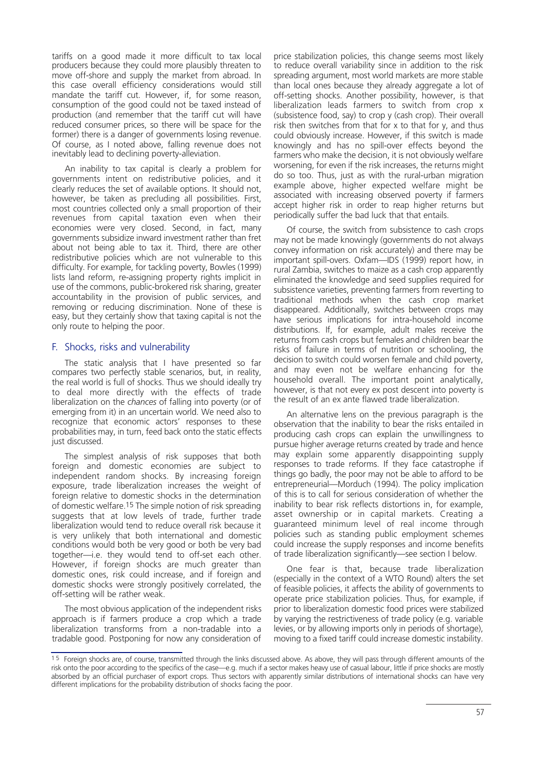tariffs on a good made it more difficult to tax local producers because they could more plausibly threaten to move off-shore and supply the market from abroad. In this case overall efficiency considerations would still mandate the tariff cut. However, if, for some reason, consumption of the good could not be taxed instead of production (and remember that the tariff cut will have reduced consumer prices, so there will be space for the former) there is a danger of governments losing revenue. Of course, as I noted above, falling revenue does not inevitably lead to declining poverty-alleviation.

An inability to tax capital is clearly a problem for governments intent on redistributive policies, and it clearly reduces the set of available options. It should not, however, be taken as precluding all possibilities. First, most countries collected only a small proportion of their revenues from capital taxation even when their economies were very closed. Second, in fact, many governments subsidize inward investment rather than fret about not being able to tax it. Third, there are other redistributive policies which are not vulnerable to this difficulty. For example, for tackling poverty, Bowles (1999) lists land reform, re-assigning property rights implicit in use of the commons, public-brokered risk sharing, greater accountability in the provision of public services, and removing or reducing discrimination. None of these is easy, but they certainly show that taxing capital is not the only route to helping the poor.

## F. Shocks, risks and vulnerability

The static analysis that I have presented so far compares two perfectly stable scenarios, but, in reality, the real world is full of shocks. Thus we should ideally try to deal more directly with the effects of trade liberalization on the *chances* of falling into poverty (or of emerging from it) in an uncertain world. We need also to recognize that economic actors' responses to these probabilities may, in turn, feed back onto the static effects just discussed.

The simplest analysis of risk supposes that both foreign and domestic economies are subject to independent random shocks. By increasing foreign exposure, trade liberalization increases the weight of foreign relative to domestic shocks in the determination of domestic welfare.[15] The simple notion of risk spreading suggests that at low levels of trade, further trade liberalization would tend to reduce overall risk because it is very unlikely that both international and domestic conditions would both be very good or both be very bad together—i.e. they would tend to off-set each other. However, if foreign shocks are much greater than domestic ones, risk could increase, and if foreign and domestic shocks were strongly positively correlated, the off-setting will be rather weak.

The most obvious application of the independent risks approach is if farmers produce a crop which a trade liberalization transforms from a non-tradable into a tradable good. Postponing for now any consideration of price stabilization policies, this change seems most likely to reduce overall variability since in addition to the risk spreading argument, most world markets are more stable than local ones because they already aggregate a lot of off-setting shocks. Another possibility, however, is that liberalization leads farmers to switch from crop x (subsistence food, say) to crop y (cash crop). Their overall risk then switches from that for x to that for y, and thus could obviously increase. However, if this switch is made knowingly and has no spill-over effects beyond the farmers who make the decision, it is not obviously welfare worsening, for even if the risk increases, the returns might do so too. Thus, just as with the rural-urban migration example above, higher expected welfare might be associated with increasing observed poverty if farmers accept higher risk in order to reap higher returns but periodically suffer the bad luck that that entails.

Of course, the switch from subsistence to cash crops may not be made knowingly (governments do not always convey information on risk accurately) and there may be important spill-overs. Oxfam—IDS (1999) report how, in rural Zambia, switches to maize as a cash crop apparently eliminated the knowledge and seed supplies required for subsistence varieties, preventing farmers from reverting to traditional methods when the cash crop market disappeared. Additionally, switches between crops may have serious implications for intra-household income distributions. If, for example, adult males receive the returns from cash crops but females and children bear the risks of failure in terms of nutrition or schooling, the decision to switch could worsen female and child poverty, and may even not be welfare enhancing for the household overall. The important point analytically, however, is that not every ex post descent into poverty is the result of an ex ante flawed trade liberalization.

An alternative lens on the previous paragraph is the observation that the inability to bear the risks entailed in producing cash crops can explain the unwillingness to pursue higher average returns created by trade and hence may explain some apparently disappointing supply responses to trade reforms. If they face catastrophe if things go badly, the poor may not be able to afford to be entrepreneurial—Morduch (1994). The policy implication of this is to call for serious consideration of whether the inability to bear risk reflects distortions in, for example, asset ownership or in capital markets. Creating a guaranteed minimum level of real income through policies such as standing public employment schemes could increase the supply responses and income benefits of trade liberalization significantly—see section I below.

One fear is that, because trade liberalization (especially in the context of a WTO Round) alters the set of feasible policies, it affects the ability of governments to operate price stabilization policies. Thus, for example, if prior to liberalization domestic food prices were stabilized by varying the restrictiveness of trade policy (e.g. variable levies, or by allowing imports only in periods of shortage), moving to a fixed tariff could increase domestic instability.

[15] Foreign shocks are, of course, transmitted through the links discussed above. As above, they will pass through different amounts of the risk onto the poor according to the specifics of the case—e.g. much if a sector makes heavy use of casual labour, little if price shocks are mostly absorbed by an official purchaser of export crops. Thus sectors with apparently similar distributions of international shocks can have very different implications for the probability distribution of shocks facing the poor.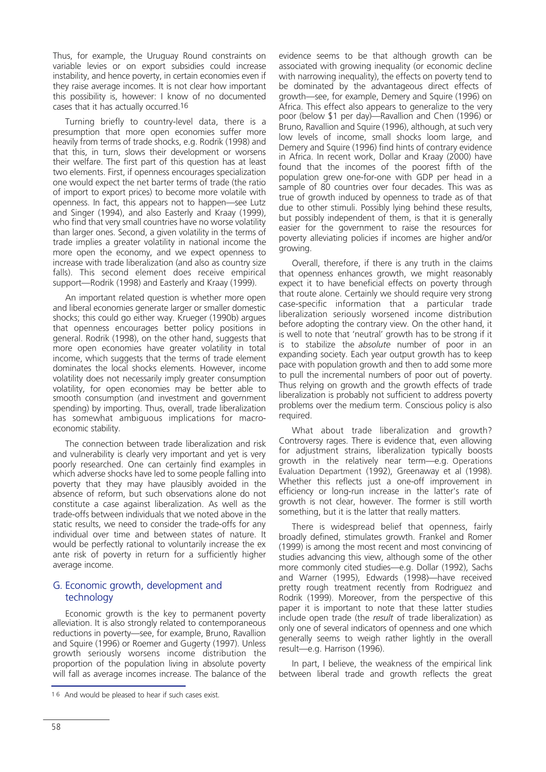Thus, for example, the Uruguay Round constraints on variable levies or on export subsidies could increase instability, and hence poverty, in certain economies even if they raise average incomes. It is not clear how important this possibility is, however: I know of no documented cases that it has actually occurred.[16]

Turning briefly to country-level data, there is a presumption that more open economies suffer more heavily from terms of trade shocks, e.g. Rodrik (1998) and that this, in turn, slows their development or worsens their welfare. The first part of this question has at least two elements. First, if openness encourages specialization one would expect the net barter terms of trade (the ratio of import to export prices) to become more volatile with openness. In fact, this appears not to happen—see Lutz and Singer (1994), and also Easterly and Kraay (1999), who find that very small countries have no worse volatility than larger ones. Second, a given volatility in the terms of trade implies a greater volatility in national income the more open the economy, and we expect openness to increase with trade liberalization (and also as country size falls). This second element does receive empirical support—Rodrik (1998) and Easterly and Kraay (1999).

An important related question is whether more open and liberal economies generate larger or smaller domestic shocks; this could go either way. Krueger (1990b) argues that openness encourages better policy positions in general. Rodrik (1998), on the other hand, suggests that more open economies have greater volatility in total income, which suggests that the terms of trade element dominates the local shocks elements. However, income volatility does not necessarily imply greater consumption volatility, for open economies may be better able to smooth consumption (and investment and government spending) by importing. Thus, overall, trade liberalization has somewhat ambiguous implications for macroeconomic stability.

The connection between trade liberalization and risk and vulnerability is clearly very important and yet is very poorly researched. One can certainly find examples in which adverse shocks have led to some people falling into poverty that they may have plausibly avoided in the absence of reform, but such observations alone do not constitute a case against liberalization. As well as the trade-offs between individuals that we noted above in the static results, we need to consider the trade-offs for any individual over time and between states of nature. It would be perfectly rational to voluntarily increase the ex ante risk of poverty in return for a sufficiently higher average income.

## G. Economic growth, development and technology

Economic growth is the key to permanent poverty alleviation. It is also strongly related to contemporaneous reductions in poverty—see, for example, Bruno, Ravallion and Squire (1996) or Roemer and Gugerty (1997). Unless growth seriously worsens income distribution the proportion of the population living in absolute poverty will fall as average incomes increase. The balance of the evidence seems to be that although growth can be associated with growing inequality (or economic decline with narrowing inequality), the effects on poverty tend to be dominated by the advantageous direct effects of growth—see, for example, Demery and Squire (1996) on Africa. This effect also appears to generalize to the very poor (below $1 per day)—Ravallion and Chen (1996) or Bruno, Ravallion and Squire (1996), although, at such very low levels of income, small shocks loom large, and Demery and Squire (1996) find hints of contrary evidence in Africa. In recent work, Dollar and Kraay (2000) have found that the incomes of the poorest fifth of the population grew one-for-one with GDP per head in a sample of 80 countries over four decades. This was as true of growth induced by openness to trade as of that due to other stimuli. Possibly lying behind these results, but possibly independent of them, is that it is generally easier for the government to raise the resources for poverty alleviating policies if incomes are higher and/or growing.

Overall, therefore, if there is any truth in the claims that openness enhances growth, we might reasonably expect it to have beneficial effects on poverty through that route alone. Certainly we should require very strong case-specific information that a particular trade liberalization seriously worsened income distribution before adopting the contrary view. On the other hand, it is well to note that 'neutral' growth has to be strong if it is to stabilize the *absolute* number of poor in an expanding society. Each year output growth has to keep pace with population growth and then to add some more to pull the incremental numbers of poor out of poverty. Thus relying on growth and the growth effects of trade liberalization is probably not sufficient to address poverty problems over the medium term. Conscious policy is also required.

What about trade liberalization and growth? Controversy rages. There is evidence that, even allowing for adjustment strains, liberalization typically boosts growth in the relatively near term—e.g. Operations Evaluation Department (1992), Greenaway et al (1998). Whether this reflects just a one-off improvement in efficiency or long-run increase in the latter's rate of growth is not clear, however. The former is still worth something, but it is the latter that really matters.

There is widespread belief that openness, fairly broadly defined, stimulates growth. Frankel and Romer (1999) is among the most recent and most convincing of studies advancing this view, although some of the other more commonly cited studies—e.g. Dollar (1992), Sachs and Warner (1995), Edwards (1998)—have received pretty rough treatment recently from Rodriguez and Rodrik (1999). Moreover, from the perspective of this paper it is important to note that these latter studies include open trade (the *result* of trade liberalization) as only one of several indicators of openness and one which generally seems to weigh rather lightly in the overall result—e.g. Harrison (1996).

In part, I believe, the weakness of the empirical link between liberal trade and growth reflects the great

[16] And would be pleased to hear if such cases exist.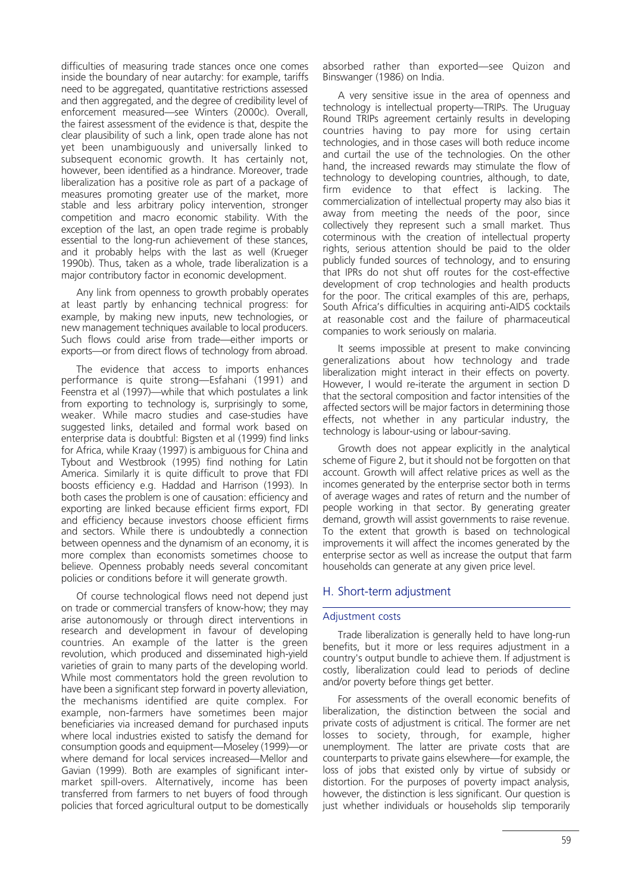difficulties of measuring trade stances once one comes inside the boundary of near autarchy: for example, tariffs need to be aggregated, quantitative restrictions assessed and then aggregated, and the degree of credibility level of enforcement measured—see Winters (2000c). Overall, the fairest assessment of the evidence is that, despite the clear plausibility of such a link, open trade alone has not yet been unambiguously and universally linked to subsequent economic growth. It has certainly not, however, been identified as a hindrance. Moreover, trade liberalization has a positive role as part of a package of measures promoting greater use of the market, more stable and less arbitrary policy intervention, stronger competition and macro economic stability. With the exception of the last, an open trade regime is probably essential to the long-run achievement of these stances, and it probably helps with the last as well (Krueger 1990b). Thus, taken as a whole, trade liberalization is a major contributory factor in economic development.

Any link from openness to growth probably operates at least partly by enhancing technical progress: for example, by making new inputs, new technologies, or new management techniques available to local producers. Such flows could arise from trade—either imports or exports—or from direct flows of technology from abroad.

The evidence that access to imports enhances performance is quite strong—Esfahani (1991) and Feenstra et al (1997)—while that which postulates a link from exporting to technology is, surprisingly to some, weaker. While macro studies and case-studies have suggested links, detailed and formal work based on enterprise data is doubtful: Bigsten et al (1999) find links for Africa, while Kraay (1997) is ambiguous for China and Tybout and Westbrook (1995) find nothing for Latin America. Similarly it is quite difficult to prove that FDI boosts efficiency e.g. Haddad and Harrison (1993). In both cases the problem is one of causation: efficiency and exporting are linked because efficient firms export, FDI and efficiency because investors choose efficient firms and sectors. While there is undoubtedly a connection between openness and the dynamism of an economy, it is more complex than economists sometimes choose to believe. Openness probably needs several concomitant policies or conditions before it will generate growth.

Of course technological flows need not depend just on trade or commercial transfers of know-how; they may arise autonomously or through direct interventions in research and development in favour of developing countries. An example of the latter is the green revolution, which produced and disseminated high-yield varieties of grain to many parts of the developing world. While most commentators hold the green revolution to have been a significant step forward in poverty alleviation, the mechanisms identified are quite complex. For example, non-farmers have sometimes been major beneficiaries via increased demand for purchased inputs where local industries existed to satisfy the demand for consumption goods and equipment—Moseley (1999)—or where demand for local services increased—Mellor and Gavian (1999). Both are examples of significant inter-market spill-overs. Alternatively, income has been transferred from farmers to net buyers of food through policies that forced agricultural output to be domestically absorbed rather than exported—see Quizon and Binswanger (1986) on India.

A very sensitive issue in the area of openness and technology is intellectual property—TRIPs. The Uruguay Round TRIPs agreement certainly results in developing countries having to pay more for using certain technologies, and in those cases will both reduce income and curtail the use of the technologies. On the other hand, the increased rewards may stimulate the flow of technology to developing countries, although, to date, firm evidence to that effect is lacking. The commercialization of intellectual property may also bias it away from meeting the needs of the poor, since collectively they represent such a small market. Thus coterminous with the creation of intellectual property rights, serious attention should be paid to the older publicly funded sources of technology, and to ensuring that IPRs do not shut off routes for the cost-effective development of crop technologies and health products for the poor. The critical examples of this are, perhaps, South Africa's difficulties in acquiring anti-AIDS cocktails at reasonable cost and the failure of pharmaceutical companies to work seriously on malaria.

It seems impossible at present to make convincing generalizations about how technology and trade liberalization might interact in their effects on poverty. However, I would re-iterate the argument in section D that the sectoral composition and factor intensities of the affected sectors will be major factors in determining those effects, not whether in any particular industry, the technology is labour-using or labour-saving.

Growth does not appear explicitly in the analytical scheme of Figure 2, but it should not be forgotten on that account. Growth will affect relative prices as well as the incomes generated by the enterprise sector both in terms of average wages and rates of return and the number of people working in that sector. By generating greater demand, growth will assist governments to raise revenue. To the extent that growth is based on technological improvements it will affect the incomes generated by the enterprise sector as well as increase the output that farm households can generate at any given price level.

## H. Short-term adjustment

### Adjustment costs

Trade liberalization is generally held to have long-run benefits, but it more or less requires adjustment in a country's output bundle to achieve them. If adjustment is costly, liberalization could lead to periods of decline and/or poverty before things get better.

For assessments of the overall economic benefits of liberalization, the distinction between the social and private costs of adjustment is critical. The former are net losses to society, through, for example, higher unemployment. The latter are private costs that are counterparts to private gains elsewhere—for example, the loss of jobs that existed only by virtue of subsidy or distortion. For the purposes of poverty impact analysis, however, the distinction is less significant. Our question is just whether individuals or households slip temporarily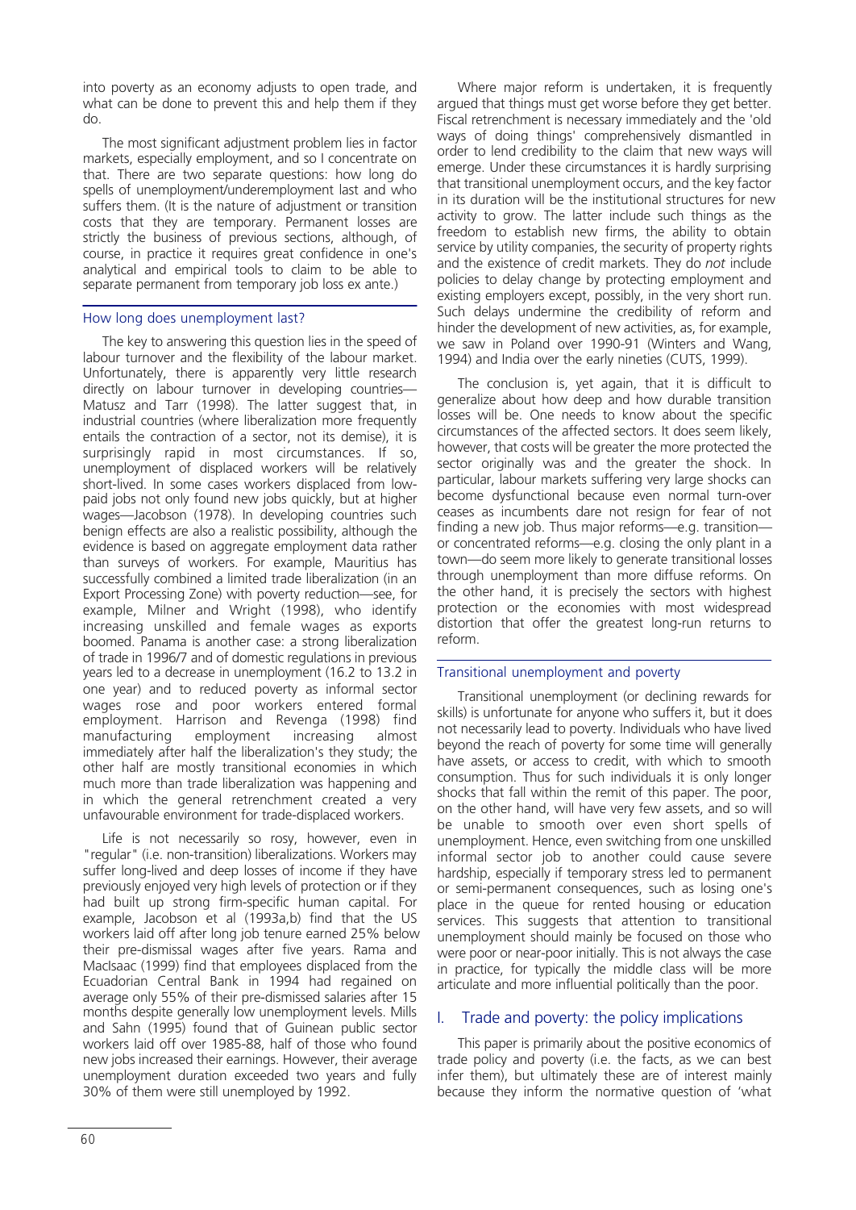into poverty as an economy adjusts to open trade, and what can be done to prevent this and help them if they do.

The most significant adjustment problem lies in factor markets, especially employment, and so I concentrate on that. There are two separate questions: how long do spells of unemployment/underemployment last and who suffers them. (It is the nature of adjustment or transition costs that they are temporary. Permanent losses are strictly the business of previous sections, although, of course, in practice it requires great confidence in one's analytical and empirical tools to claim to be able to separate permanent from temporary job loss ex ante.)

### How long does unemployment last?

The key to answering this question lies in the speed of labour turnover and the flexibility of the labour market. Unfortunately, there is apparently very little research directly on labour turnover in developing countries—Matusz and Tarr (1998). The latter suggest that, in industrial countries (where liberalization more frequently entails the contraction of a sector, not its demise), it is surprisingly rapid in most circumstances. If so, unemployment of displaced workers will be relatively short-lived. In some cases workers displaced from low-paid jobs not only found new jobs quickly, but at higher wages—Jacobson (1978). In developing countries such benign effects are also a realistic possibility, although the evidence is based on aggregate employment data rather than surveys of workers. For example, Mauritius has successfully combined a limited trade liberalization (in an Export Processing Zone) with poverty reduction—see, for example, Milner and Wright (1998), who identify increasing unskilled and female wages as exports boomed. Panama is another case: a strong liberalization of trade in 1996/7 and of domestic regulations in previous years led to a decrease in unemployment (16.2 to 13.2 in one year) and to reduced poverty as informal sector wages rose and poor workers entered formal employment. Harrison and Revenga (1998) find manufacturing employment increasing almost immediately after half the liberalization's they study; the other half are mostly transitional economies in which much more than trade liberalization was happening and in which the general retrenchment created a very unfavourable environment for trade-displaced workers.

Life is not necessarily so rosy, however, even in "regular" (i.e. non-transition) liberalizations. Workers may suffer long-lived and deep losses of income if they have previously enjoyed very high levels of protection or if they had built up strong firm-specific human capital. For example, Jacobson et al (1993a,b) find that the US workers laid off after long job tenure earned 25% below their pre-dismissal wages after five years. Rama and MacIsaac (1999) find that employees displaced from the Ecuadorian Central Bank in 1994 had regained on average only 55% of their pre-dismissed salaries after 15 months despite generally low unemployment levels. Mills and Sahn (1995) found that of Guinean public sector workers laid off over 1985-88, half of those who found new jobs increased their earnings. However, their average unemployment duration exceeded two years and fully 30% of them were still unemployed by 1992.

Where major reform is undertaken, it is frequently argued that things must get worse before they get better. Fiscal retrenchment is necessary immediately and the 'old ways of doing things' comprehensively dismantled in order to lend credibility to the claim that new ways will emerge. Under these circumstances it is hardly surprising that transitional unemployment occurs, and the key factor in its duration will be the institutional structures for new activity to grow. The latter include such things as the freedom to establish new firms, the ability to obtain service by utility companies, the security of property rights and the existence of credit markets. They do *not* include policies to delay change by protecting employment and existing employers except, possibly, in the very short run. Such delays undermine the credibility of reform and hinder the development of new activities, as, for example, we saw in Poland over 1990-91 (Winters and Wang, 1994) and India over the early nineties (CUTS, 1999).

The conclusion is, yet again, that it is difficult to generalize about how deep and how durable transition losses will be. One needs to know about the specific circumstances of the affected sectors. It does seem likely, however, that costs will be greater the more protected the sector originally was and the greater the shock. In particular, labour markets suffering very large shocks can become dysfunctional because even normal turn-over ceases as incumbents dare not resign for fear of not finding a new job. Thus major reforms—e.g. transition—or concentrated reforms—e.g. closing the only plant in a town—do seem more likely to generate transitional losses through unemployment than more diffuse reforms. On the other hand, it is precisely the sectors with highest protection or the economies with most widespread distortion that offer the greatest long-run returns to reform.

### Transitional unemployment and poverty

Transitional unemployment (or declining rewards for skills) is unfortunate for anyone who suffers it, but it does not necessarily lead to poverty. Individuals who have lived beyond the reach of poverty for some time will generally have assets, or access to credit, with which to smooth consumption. Thus for such individuals it is only longer shocks that fall within the remit of this paper. The poor, on the other hand, will have very few assets, and so will be unable to smooth over even short spells of unemployment. Hence, even switching from one unskilled informal sector job to another could cause severe hardship, especially if temporary stress led to permanent or semi-permanent consequences, such as losing one's place in the queue for rented housing or education services. This suggests that attention to transitional unemployment should mainly be focused on those who were poor or near-poor initially. This is not always the case in practice, for typically the middle class will be more articulate and more influential politically than the poor.

## I. Trade and poverty: the policy implications

This paper is primarily about the positive economics of trade policy and poverty (i.e. the facts, as we can best infer them), but ultimately these are of interest mainly because they inform the normative question of 'what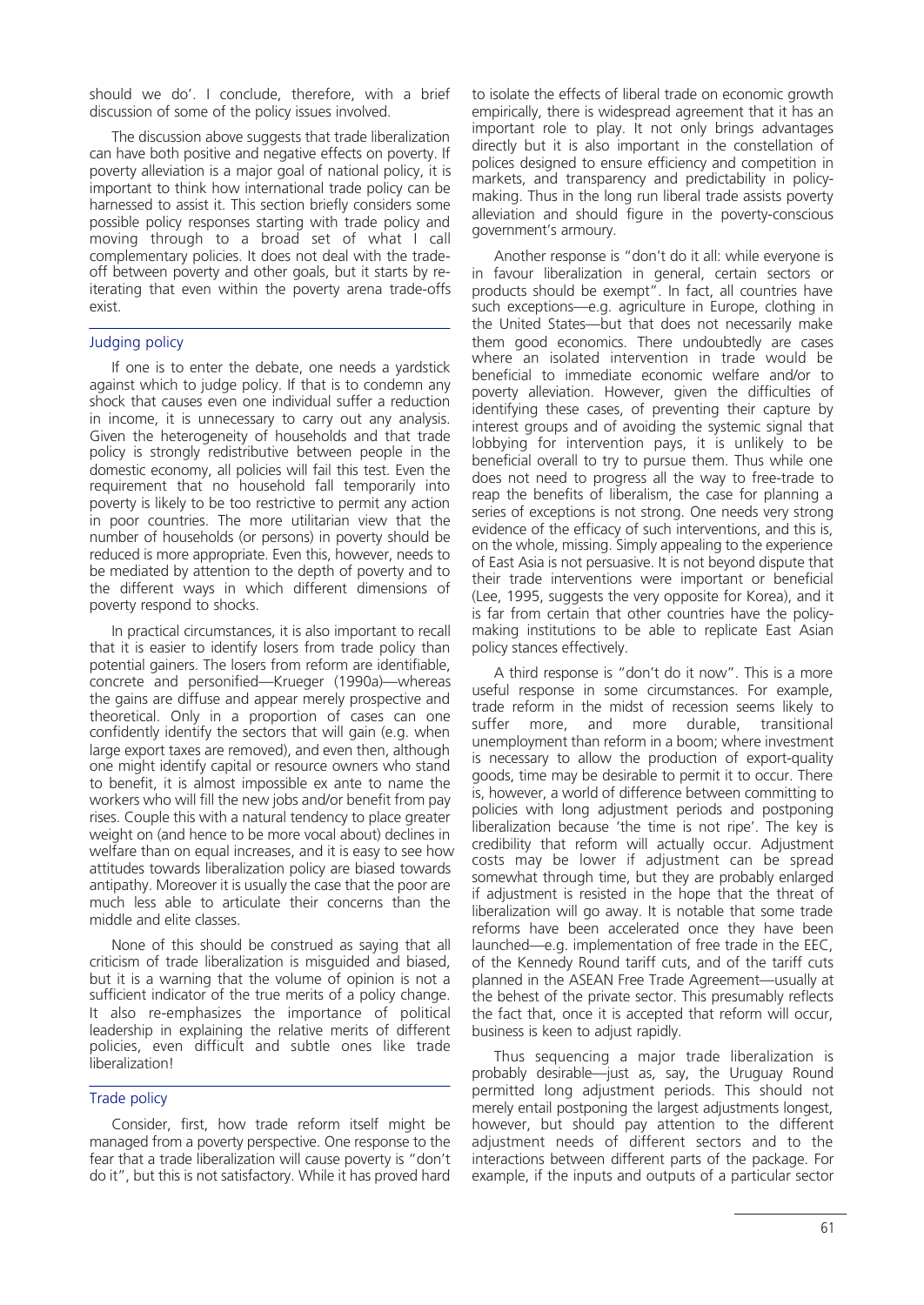should we do'. I conclude, therefore, with a brief discussion of some of the policy issues involved.

The discussion above suggests that trade liberalization can have both positive and negative effects on poverty. If poverty alleviation is a major goal of national policy, it is important to think how international trade policy can be harnessed to assist it. This section briefly considers some possible policy responses starting with trade policy and moving through to a broad set of what I call complementary policies. It does not deal with the trade-off between poverty and other goals, but it starts by re-iterating that even within the poverty arena trade-offs exist.

### Judging policy

If one is to enter the debate, one needs a yardstick against which to judge policy. If that is to condemn any shock that causes even one individual suffer a reduction in income, it is unnecessary to carry out any analysis. Given the heterogeneity of households and that trade policy is strongly redistributive between people in the domestic economy, all policies will fail this test. Even the requirement that no household fall temporarily into poverty is likely to be too restrictive to permit any action in poor countries. The more utilitarian view that the number of households (or persons) in poverty should be reduced is more appropriate. Even this, however, needs to be mediated by attention to the depth of poverty and to the different ways in which different dimensions of poverty respond to shocks.

In practical circumstances, it is also important to recall that it is easier to identify losers from trade policy than potential gainers. The losers from reform are identifiable, concrete and personified—Krueger (1990a)—whereas the gains are diffuse and appear merely prospective and theoretical. Only in a proportion of cases can one confidently identify the sectors that will gain (e.g. when large export taxes are removed), and even then, although one might identify capital or resource owners who stand to benefit, it is almost impossible ex ante to name the workers who will fill the new jobs and/or benefit from pay rises. Couple this with a natural tendency to place greater weight on (and hence to be more vocal about) declines in welfare than on equal increases, and it is easy to see how attitudes towards liberalization policy are biased towards antipathy. Moreover it is usually the case that the poor are much less able to articulate their concerns than the middle and elite classes.

None of this should be construed as saying that all criticism of trade liberalization is misguided and biased, but it is a warning that the volume of opinion is not a sufficient indicator of the true merits of a policy change. It also re-emphasizes the importance of political leadership in explaining the relative merits of different policies, even difficult and subtle ones like trade liberalization!

### Trade policy

Consider, first, how trade reform itself might be managed from a poverty perspective. One response to the fear that a trade liberalization will cause poverty is "don't do it", but this is not satisfactory. While it has proved hard to isolate the effects of liberal trade on economic growth empirically, there is widespread agreement that it has an important role to play. It not only brings advantages directly but it is also important in the constellation of polices designed to ensure efficiency and competition in markets, and transparency and predictability in policy-making. Thus in the long run liberal trade assists poverty alleviation and should figure in the poverty-conscious government's armoury.

Another response is "don't do it all: while everyone is in favour liberalization in general, certain sectors or products should be exempt". In fact, all countries have such exceptions—e.g. agriculture in Europe, clothing in the United States—but that does not necessarily make them good economics. There undoubtedly are cases where an isolated intervention in trade would be beneficial to immediate economic welfare and/or to poverty alleviation. However, given the difficulties of identifying these cases, of preventing their capture by interest groups and of avoiding the systemic signal that lobbying for intervention pays, it is unlikely to be beneficial overall to try to pursue them. Thus while one does not need to progress all the way to free-trade to reap the benefits of liberalism, the case for planning a series of exceptions is not strong. One needs very strong evidence of the efficacy of such interventions, and this is, on the whole, missing. Simply appealing to the experience of East Asia is not persuasive. It is not beyond dispute that their trade interventions were important or beneficial (Lee, 1995, suggests the very opposite for Korea), and it is far from certain that other countries have the policy-making institutions to be able to replicate East Asian policy stances effectively.

A third response is "don't do it now". This is a more useful response in some circumstances. For example, trade reform in the midst of recession seems likely to suffer more, and more durable, transitional unemployment than reform in a boom; where investment is necessary to allow the production of export-quality goods, time may be desirable to permit it to occur. There is, however, a world of difference between committing to policies with long adjustment periods and postponing liberalization because 'the time is not ripe'. The key is credibility that reform will actually occur. Adjustment costs may be lower if adjustment can be spread somewhat through time, but they are probably enlarged if adjustment is resisted in the hope that the threat of liberalization will go away. It is notable that some trade reforms have been accelerated once they have been launched—e.g. implementation of free trade in the EEC, of the Kennedy Round tariff cuts, and of the tariff cuts planned in the ASEAN Free Trade Agreement—usually at the behest of the private sector. This presumably reflects the fact that, once it is accepted that reform will occur, business is keen to adjust rapidly.

Thus sequencing a major trade liberalization is probably desirable—just as, say, the Uruguay Round permitted long adjustment periods. This should not merely entail postponing the largest adjustments longest, however, but should pay attention to the different adjustment needs of different sectors and to the interactions between different parts of the package. For example, if the inputs and outputs of a particular sector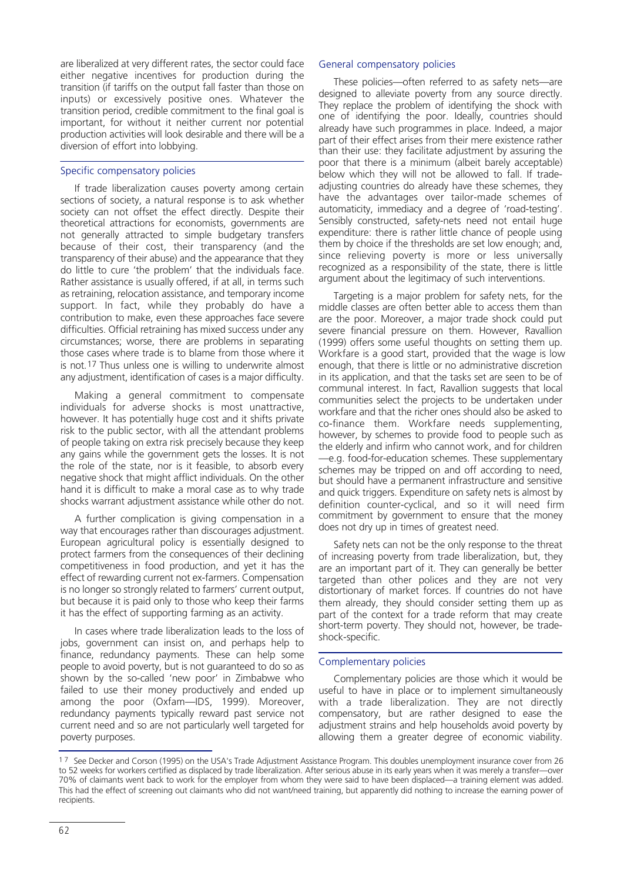are liberalized at very different rates, the sector could face either negative incentives for production during the transition (if tariffs on the output fall faster than those on inputs) or excessively positive ones. Whatever the transition period, credible commitment to the final goal is important, for without it neither current nor potential production activities will look desirable and there will be a diversion of effort into lobbying.

### Specific compensatory policies

If trade liberalization causes poverty among certain sections of society, a natural response is to ask whether society can not offset the effect directly. Despite their theoretical attractions for economists, governments are not generally attracted to simple budgetary transfers because of their cost, their transparency (and the transparency of their abuse) and the appearance that they do little to cure 'the problem' that the individuals face. Rather assistance is usually offered, if at all, in terms such as retraining, relocation assistance, and temporary income support. In fact, while they probably do have a contribution to make, even these approaches face severe difficulties. Official retraining has mixed success under any circumstances; worse, there are problems in separating those cases where trade is to blame from those where it is not.[17] Thus unless one is willing to underwrite almost any adjustment, identification of cases is a major difficulty.

Making a general commitment to compensate individuals for adverse shocks is most unattractive, however. It has potentially huge cost and it shifts private risk to the public sector, with all the attendant problems of people taking on extra risk precisely because they keep any gains while the government gets the losses. It is not the role of the state, nor is it feasible, to absorb every negative shock that might afflict individuals. On the other hand it is difficult to make a moral case as to why trade shocks warrant adjustment assistance while other do not.

A further complication is giving compensation in a way that encourages rather than discourages adjustment. European agricultural policy is essentially designed to protect farmers from the consequences of their declining competitiveness in food production, and yet it has the effect of rewarding current not ex-farmers. Compensation is no longer so strongly related to farmers' current output, but because it is paid only to those who keep their farms it has the effect of supporting farming as an activity.

In cases where trade liberalization leads to the loss of jobs, government can insist on, and perhaps help to finance, redundancy payments. These can help some people to avoid poverty, but is not guaranteed to do so as shown by the so-called 'new poor' in Zimbabwe who failed to use their money productively and ended up among the poor (Oxfam—IDS, 1999). Moreover, redundancy payments typically reward past service not current need and so are not particularly well targeted for poverty purposes.

### General compensatory policies

These policies—often referred to as safety nets—are designed to alleviate poverty from any source directly. They replace the problem of identifying the shock with one of identifying the poor. Ideally, countries should already have such programmes in place. Indeed, a major part of their effect arises from their mere existence rather than their use: they facilitate adjustment by assuring the poor that there is a minimum (albeit barely acceptable) below which they will not be allowed to fall. If trade-adjusting countries do already have these schemes, they have the advantages over tailor-made schemes of automaticity, immediacy and a degree of 'road-testing'. Sensibly constructed, safety-nets need not entail huge expenditure: there is rather little chance of people using them by choice if the thresholds are set low enough; and, since relieving poverty is more or less universally recognized as a responsibility of the state, there is little argument about the legitimacy of such interventions.

Targeting is a major problem for safety nets, for the middle classes are often better able to access them than are the poor. Moreover, a major trade shock could put severe financial pressure on them. However, Ravallion (1999) offers some useful thoughts on setting them up. Workfare is a good start, provided that the wage is low enough, that there is little or no administrative discretion in its application, and that the tasks set are seen to be of communal interest. In fact, Ravallion suggests that local communities select the projects to be undertaken under workfare and that the richer ones should also be asked to co-finance them. Workfare needs supplementing, however, by schemes to provide food to people such as the elderly and infirm who cannot work, and for children—e.g. food-for-education schemes. These supplementary schemes may be tripped on and off according to need, but should have a permanent infrastructure and sensitive and quick triggers. Expenditure on safety nets is almost by definition counter-cyclical, and so it will need firm commitment by government to ensure that the money does not dry up in times of greatest need.

Safety nets can not be the only response to the threat of increasing poverty from trade liberalization, but, they are an important part of it. They can generally be better targeted than other polices and they are not very distortionary of market forces. If countries do not have them already, they should consider setting them up as part of the context for a trade reform that may create short-term poverty. They should not, however, be trade-shock-specific.

### Complementary policies

Complementary policies are those which it would be useful to have in place or to implement simultaneously with a trade liberalization. They are not directly compensatory, but are rather designed to ease the adjustment strains and help households avoid poverty by allowing them a greater degree of economic viability.

---

[17] See Decker and Corson (1995) on the USA's Trade Adjustment Assistance Program. This doubles unemployment insurance cover from 26 to 52 weeks for workers certified as displaced by trade liberalization. After serious abuse in its early years when it was merely a transfer—over 70% of claimants went back to work for the employer from whom they were said to have been displaced—a training element was added. This had the effect of screening out claimants who did not want/need training, but apparently did nothing to increase the earning power of recipients.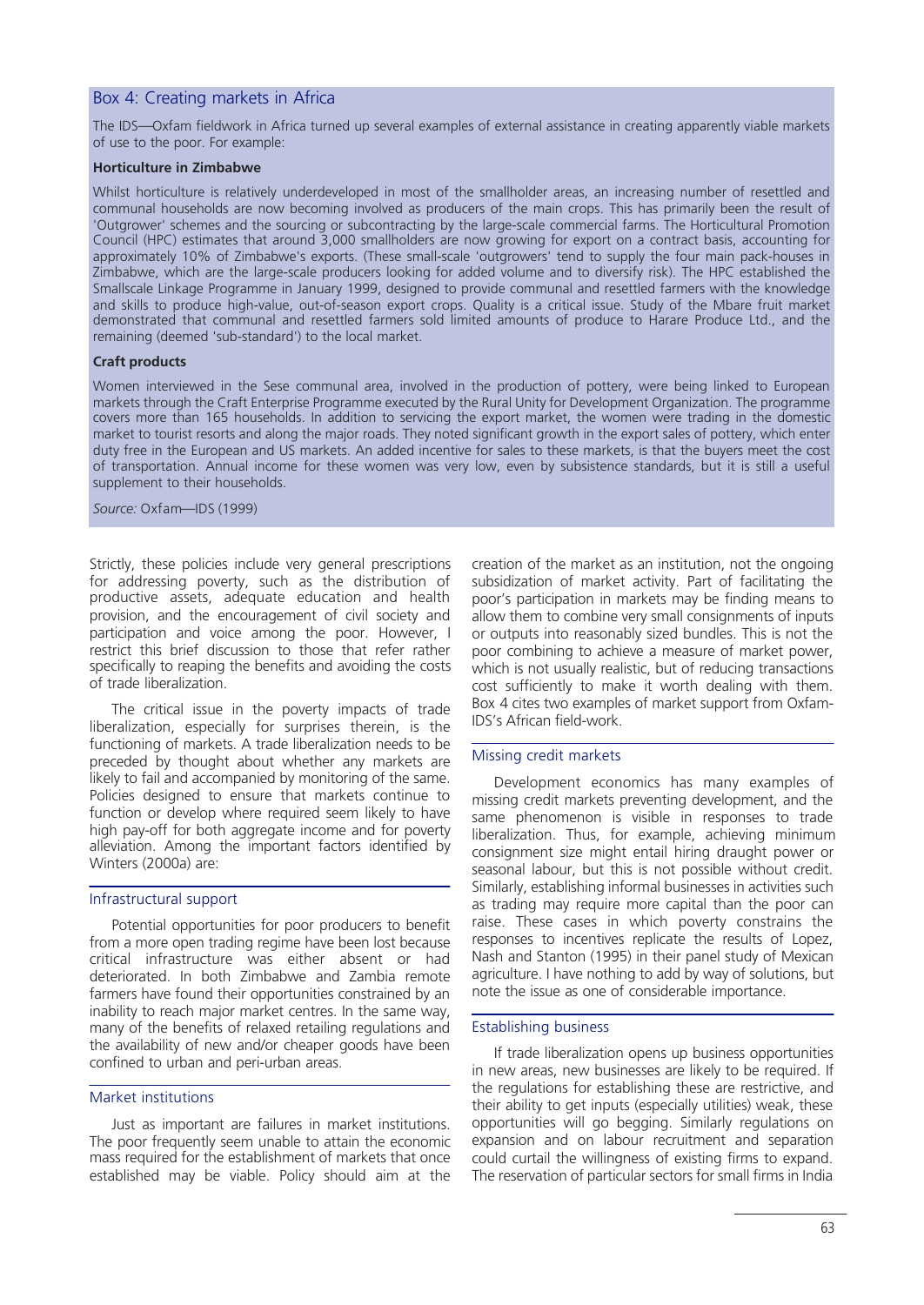## Box 4: Creating markets in Africa

The IDS—Oxfam fieldwork in Africa turned up several examples of external assistance in creating apparently viable markets of use to the poor. For example:

**Horticulture in Zimbabwe**

Whilst horticulture is relatively underdeveloped in most of the smallholder areas, an increasing number of resettled and communal households are now becoming involved as producers of the main crops. This has primarily been the result of 'Outgrower' schemes and the sourcing or subcontracting by the large-scale commercial farms. The Horticultural Promotion Council (HPC) estimates that around 3,000 smallholders are now growing for export on a contract basis, accounting for approximately 10% of Zimbabwe's exports. (These small-scale 'outgrowers' tend to supply the four main pack-houses in Zimbabwe, which are the large-scale producers looking for added volume and to diversify risk). The HPC established the Smallscale Linkage Programme in January 1999, designed to provide communal and resettled farmers with the knowledge and skills to produce high-value, out-of-season export crops. Quality is a critical issue. Study of the Mbare fruit market demonstrated that communal and resettled farmers sold limited amounts of produce to Harare Produce Ltd., and the remaining (deemed 'sub-standard') to the local market.

**Craft products**

Women interviewed in the Sese communal area, involved in the production of pottery, were being linked to European markets through the Craft Enterprise Programme executed by the Rural Unity for Development Organization. The programme covers more than 165 households. In addition to servicing the export market, the women were trading in the domestic market to tourist resorts and along the major roads. They noted significant growth in the export sales of pottery, which enter duty free in the European and US markets. An added incentive for sales to these markets, is that the buyers meet the cost of transportation. Annual income for these women was very low, even by subsistence standards, but it is still a useful supplement to their households.

*Source:* Oxfam—IDS (1999)

Strictly, these policies include very general prescriptions for addressing poverty, such as the distribution of productive assets, adequate education and health provision, and the encouragement of civil society and participation and voice among the poor. However, I restrict this brief discussion to those that refer rather specifically to reaping the benefits and avoiding the costs of trade liberalization.

The critical issue in the poverty impacts of trade liberalization, especially for surprises therein, is the functioning of markets. A trade liberalization needs to be preceded by thought about whether any markets are likely to fail and accompanied by monitoring of the same. Policies designed to ensure that markets continue to function or develop where required seem likely to have high pay-off for both aggregate income and for poverty alleviation. Among the important factors identified by Winters (2000a) are:

### Infrastructural support

Potential opportunities for poor producers to benefit from a more open trading regime have been lost because critical infrastructure was either absent or had deteriorated. In both Zimbabwe and Zambia remote farmers have found their opportunities constrained by an inability to reach major market centres. In the same way, many of the benefits of relaxed retailing regulations and the availability of new and/or cheaper goods have been confined to urban and peri-urban areas.

### Market institutions

Just as important are failures in market institutions. The poor frequently seem unable to attain the economic mass required for the establishment of markets that once established may be viable. Policy should aim at the creation of the market as an institution, not the ongoing subsidization of market activity. Part of facilitating the poor's participation in markets may be finding means to allow them to combine very small consignments of inputs or outputs into reasonably sized bundles. This is not the poor combining to achieve a measure of market power, which is not usually realistic, but of reducing transactions cost sufficiently to make it worth dealing with them. Box 4 cites two examples of market support from Oxfam-IDS's African field-work.

### Missing credit markets

Development economics has many examples of missing credit markets preventing development, and the same phenomenon is visible in responses to trade liberalization. Thus, for example, achieving minimum consignment size might entail hiring draught power or seasonal labour, but this is not possible without credit. Similarly, establishing informal businesses in activities such as trading may require more capital than the poor can raise. These cases in which poverty constrains the responses to incentives replicate the results of Lopez, Nash and Stanton (1995) in their panel study of Mexican agriculture. I have nothing to add by way of solutions, but note the issue as one of considerable importance.

### Establishing business

If trade liberalization opens up business opportunities in new areas, new businesses are likely to be required. If the regulations for establishing these are restrictive, and their ability to get inputs (especially utilities) weak, these opportunities will go begging. Similarly regulations on expansion and on labour recruitment and separation could curtail the willingness of existing firms to expand. The reservation of particular sectors for small firms in India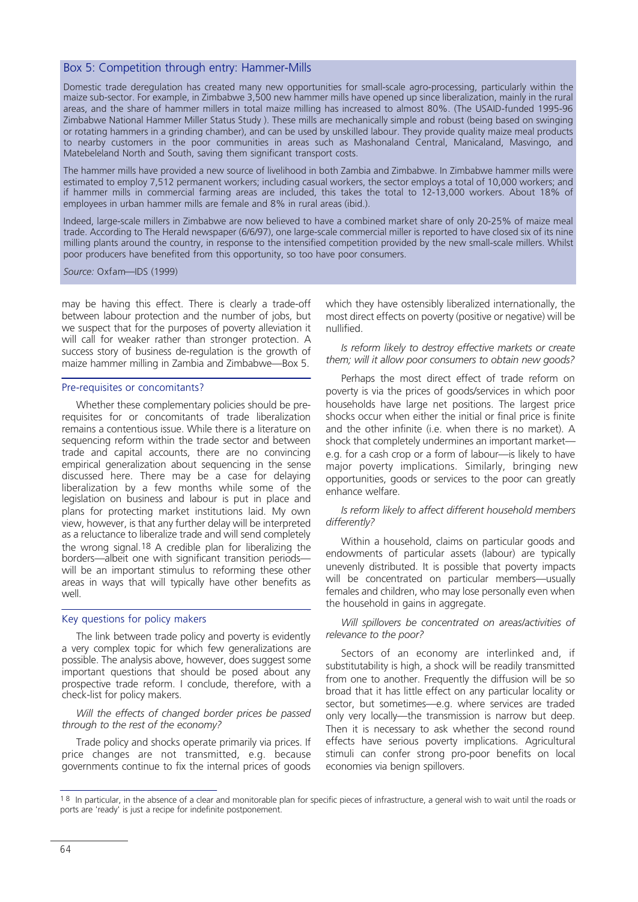### Box 5: Competition through entry: Hammer-Mills

Domestic trade deregulation has created many new opportunities for small-scale agro-processing, particularly within the maize sub-sector. For example, in Zimbabwe 3,500 new hammer mills have opened up since liberalization, mainly in the rural areas, and the share of hammer millers in total maize milling has increased to almost 80%. (The USAID-funded 1995-96 Zimbabwe National Hammer Miller Status Study ). These mills are mechanically simple and robust (being based on swinging or rotating hammers in a grinding chamber), and can be used by unskilled labour. They provide quality maize meal products to nearby customers in the poor communities in areas such as Mashonaland Central, Manicaland, Masvingo, and Matebeleland North and South, saving them significant transport costs.

The hammer mills have provided a new source of livelihood in both Zambia and Zimbabwe. In Zimbabwe hammer mills were estimated to employ 7,512 permanent workers; including casual workers, the sector employs a total of 10,000 workers; and if hammer mills in commercial farming areas are included, this takes the total to 12-13,000 workers. About 18% of employees in urban hammer mills are female and 8% in rural areas (ibid.).

Indeed, large-scale millers in Zimbabwe are now believed to have a combined market share of only 20-25% of maize meal trade. According to The Herald newspaper (6/6/97), one large-scale commercial miller is reported to have closed six of its nine milling plants around the country, in response to the intensified competition provided by the new small-scale millers. Whilst poor producers have benefited from this opportunity, so too have poor consumers.

*Source:* Oxfam—IDS (1999)

may be having this effect. There is clearly a trade-off between labour protection and the number of jobs, but we suspect that for the purposes of poverty alleviation it will call for weaker rather than stronger protection. A success story of business de-regulation is the growth of maize hammer milling in Zambia and Zimbabwe—Box 5.

### Pre-requisites or concomitants?

Whether these complementary policies should be pre-requisites for or concomitants of trade liberalization remains a contentious issue. While there is a literature on sequencing reform within the trade sector and between trade and capital accounts, there are no convincing empirical generalization about sequencing in the sense discussed here. There may be a case for delaying liberalization by a few months while some of the legislation on business and labour is put in place and plans for protecting market institutions laid. My own view, however, is that any further delay will be interpreted as a reluctance to liberalize trade and will send completely the wrong signal.[18] A credible plan for liberalizing the borders—albeit one with significant transition periods—will be an important stimulus to reforming these other areas in ways that will typically have other benefits as well.

### Key questions for policy makers

The link between trade policy and poverty is evidently a very complex topic for which few generalizations are possible. The analysis above, however, does suggest some important questions that should be posed about any prospective trade reform. I conclude, therefore, with a check-list for policy makers.

*Will the effects of changed border prices be passed through to the rest of the economy?*

Trade policy and shocks operate primarily via prices. If price changes are not transmitted, e.g. because governments continue to fix the internal prices of goods which they have ostensibly liberalized internationally, the most direct effects on poverty (positive or negative) will be nullified.

*Is reform likely to destroy effective markets or create them; will it allow poor consumers to obtain new goods?*

Perhaps the most direct effect of trade reform on poverty is via the prices of goods/services in which poor households have large net positions. The largest price shocks occur when either the initial or final price is finite and the other infinite (i.e. when there is no market). A shock that completely undermines an important market—e.g. for a cash crop or a form of labour—is likely to have major poverty implications. Similarly, bringing new opportunities, goods or services to the poor can greatly enhance welfare.

*Is reform likely to affect different household members differently?*

Within a household, claims on particular goods and endowments of particular assets (labour) are typically unevenly distributed. It is possible that poverty impacts will be concentrated on particular members—usually females and children, who may lose personally even when the household in gains in aggregate.

*Will spillovers be concentrated on areas/activities of relevance to the poor?*

Sectors of an economy are interlinked and, if substitutability is high, a shock will be readily transmitted from one to another. Frequently the diffusion will be so broad that it has little effect on any particular locality or sector, but sometimes—e.g. where services are traded only very locally—the transmission is narrow but deep. Then it is necessary to ask whether the second round effects have serious poverty implications. Agricultural stimuli can confer strong pro-poor benefits on local economies via benign spillovers.

---

[18] In particular, in the absence of a clear and monitorable plan for specific pieces of infrastructure, a general wish to wait until the roads or ports are 'ready' is just a recipe for indefinite postponement.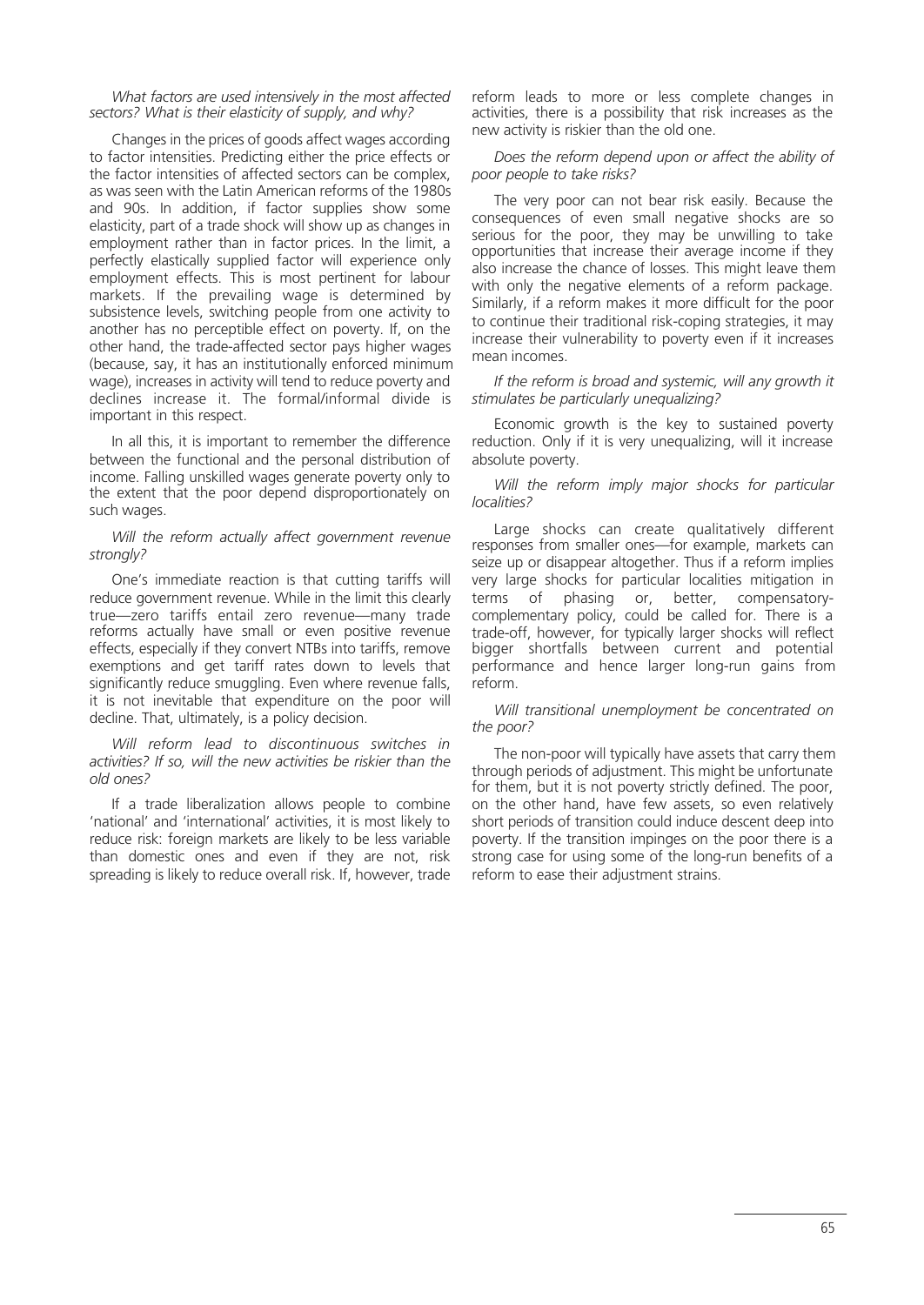*What factors are used intensively in the most affected sectors? What is their elasticity of supply, and why?*

Changes in the prices of goods affect wages according to factor intensities. Predicting either the price effects or the factor intensities of affected sectors can be complex, as was seen with the Latin American reforms of the 1980s and 90s. In addition, if factor supplies show some elasticity, part of a trade shock will show up as changes in employment rather than in factor prices. In the limit, a perfectly elastically supplied factor will experience only employment effects. This is most pertinent for labour markets. If the prevailing wage is determined by subsistence levels, switching people from one activity to another has no perceptible effect on poverty. If, on the other hand, the trade-affected sector pays higher wages (because, say, it has an institutionally enforced minimum wage), increases in activity will tend to reduce poverty and declines increase it. The formal/informal divide is important in this respect.

In all this, it is important to remember the difference between the functional and the personal distribution of income. Falling unskilled wages generate poverty only to the extent that the poor depend disproportionately on such wages.

*Will the reform actually affect government revenue strongly?*

One's immediate reaction is that cutting tariffs will reduce government revenue. While in the limit this clearly true—zero tariffs entail zero revenue—many trade reforms actually have small or even positive revenue effects, especially if they convert NTBs into tariffs, remove exemptions and get tariff rates down to levels that significantly reduce smuggling. Even where revenue falls, it is not inevitable that expenditure on the poor will decline. That, ultimately, is a policy decision.

*Will reform lead to discontinuous switches in activities? If so, will the new activities be riskier than the old ones?*

If a trade liberalization allows people to combine 'national' and 'international' activities, it is most likely to reduce risk: foreign markets are likely to be less variable than domestic ones and even if they are not, risk spreading is likely to reduce overall risk. If, however, trade reform leads to more or less complete changes in activities, there is a possibility that risk increases as the new activity is riskier than the old one.

*Does the reform depend upon or affect the ability of poor people to take risks?*

The very poor can not bear risk easily. Because the consequences of even small negative shocks are so serious for the poor, they may be unwilling to take opportunities that increase their average income if they also increase the chance of losses. This might leave them with only the negative elements of a reform package. Similarly, if a reform makes it more difficult for the poor to continue their traditional risk-coping strategies, it may increase their vulnerability to poverty even if it increases mean incomes.

*If the reform is broad and systemic, will any growth it stimulates be particularly unequalizing?*

Economic growth is the key to sustained poverty reduction. Only if it is very unequalizing, will it increase absolute poverty.

*Will the reform imply major shocks for particular localities?*

Large shocks can create qualitatively different responses from smaller ones—for example, markets can seize up or disappear altogether. Thus if a reform implies very large shocks for particular localities mitigation in terms of phasing or, better, compensatory-complementary policy, could be called for. There is a trade-off, however, for typically larger shocks will reflect bigger shortfalls between current and potential performance and hence larger long-run gains from reform.

*Will transitional unemployment be concentrated on the poor?*

The non-poor will typically have assets that carry them through periods of adjustment. This might be unfortunate for them, but it is not poverty strictly defined. The poor, on the other hand, have few assets, so even relatively short periods of transition could induce descent deep into poverty. If the transition impinges on the poor there is a strong case for using some of the long-run benefits of a reform to ease their adjustment strains.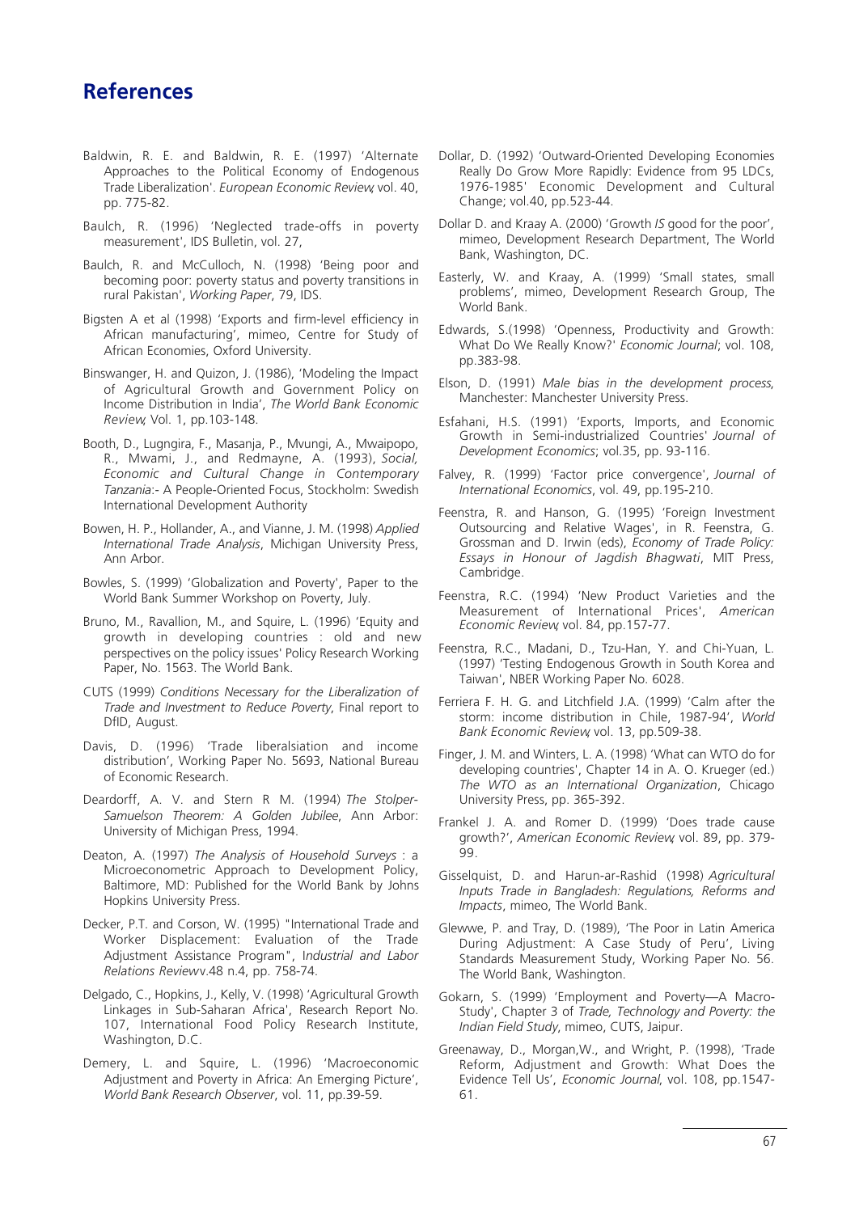# References

Baldwin, R. E. and Baldwin, R. E. (1997) 'Alternate Approaches to the Political Economy of Endogenous Trade Liberalization'. *European Economic Review*, vol. 40, pp. 775-82.

Baulch, R. (1996) 'Neglected trade-offs in poverty measurement', IDS Bulletin, vol. 27,

Baulch, R. and McCulloch, N. (1998) 'Being poor and becoming poor: poverty status and poverty transitions in rural Pakistan', *Working Paper*, 79, IDS.

Bigsten A et al (1998) 'Exports and firm-level efficiency in African manufacturing', mimeo, Centre for Study of African Economies, Oxford University.

Binswanger, H. and Quizon, J. (1986), 'Modeling the Impact of Agricultural Growth and Government Policy on Income Distribution in India', *The World Bank Economic Review*, Vol. 1, pp.103-148.

Booth, D., Lugngira, F., Masanja, P., Mvungi, A., Mwaipopo, R., Mwami, J., and Redmayne, A. (1993), *Social, Economic and Cultural Change in Contemporary Tanzania*:- A People-Oriented Focus, Stockholm: Swedish International Development Authority

Bowen, H. P., Hollander, A., and Vianne, J. M. (1998) *Applied International Trade Analysis*, Michigan University Press, Ann Arbor.

Bowles, S. (1999) 'Globalization and Poverty', Paper to the World Bank Summer Workshop on Poverty, July.

Bruno, M., Ravallion, M., and Squire, L. (1996) 'Equity and growth in developing countries : old and new perspectives on the policy issues' Policy Research Working Paper, No. 1563. The World Bank.

CUTS (1999) *Conditions Necessary for the Liberalization of Trade and Investment to Reduce Poverty*, Final report to DfID, August.

Davis, D. (1996) 'Trade liberalsiation and income distribution', Working Paper No. 5693, National Bureau of Economic Research.

Deardorff, A. V. and Stern R M. (1994) *The Stolper-Samuelson Theorem: A Golden Jubilee*, Ann Arbor: University of Michigan Press, 1994.

Deaton, A. (1997) *The Analysis of Household Surveys* : a Microeconometric Approach to Development Policy, Baltimore, MD: Published for the World Bank by Johns Hopkins University Press.

Decker, P.T. and Corson, W. (1995) "International Trade and Worker Displacement: Evaluation of the Trade Adjustment Assistance Program", *Industrial and Labor Relations Review* v.48 n.4, pp. 758-74.

Delgado, C., Hopkins, J., Kelly, V. (1998) 'Agricultural Growth Linkages in Sub-Saharan Africa', Research Report No. 107, International Food Policy Research Institute, Washington, D.C.

Demery, L. and Squire, L. (1996) 'Macroeconomic Adjustment and Poverty in Africa: An Emerging Picture', *World Bank Research Observer*, vol. 11, pp.39-59.

Dollar, D. (1992) 'Outward-Oriented Developing Economies Really Do Grow More Rapidly: Evidence from 95 LDCs, 1976-1985' Economic Development and Cultural Change; vol.40, pp.523-44.

Dollar D. and Kraay A. (2000) 'Growth *IS* good for the poor', mimeo, Development Research Department, The World Bank, Washington, DC.

Easterly, W. and Kraay, A. (1999) 'Small states, small problems', mimeo, Development Research Group, The World Bank.

Edwards, S.(1998) 'Openness, Productivity and Growth: What Do We Really Know?' *Economic Journal*; vol. 108, pp.383-98.

Elson, D. (1991) *Male bias in the development process*, Manchester: Manchester University Press.

Esfahani, H.S. (1991) 'Exports, Imports, and Economic Growth in Semi-industrialized Countries' *Journal of Development Economics*; vol.35, pp. 93-116.

Falvey, R. (1999) 'Factor price convergence', *Journal of International Economics*, vol. 49, pp.195-210.

Feenstra, R. and Hanson, G. (1995) 'Foreign Investment Outsourcing and Relative Wages', in R. Feenstra, G. Grossman and D. Irwin (eds), *Economy of Trade Policy: Essays in Honour of Jagdish Bhagwati*, MIT Press, Cambridge.

Feenstra, R.C. (1994) 'New Product Varieties and the Measurement of International Prices', *American Economic Review*, vol. 84, pp.157-77.

Feenstra, R.C., Madani, D., Tzu-Han, Y. and Chi-Yuan, L. (1997) 'Testing Endogenous Growth in South Korea and Taiwan', NBER Working Paper No. 6028.

Ferriera F. H. G. and Litchfield J.A. (1999) 'Calm after the storm: income distribution in Chile, 1987-94', *World Bank Economic Review*, vol. 13, pp.509-38.

Finger, J. M. and Winters, L. A. (1998) 'What can WTO do for developing countries', Chapter 14 in A. O. Krueger (ed.) *The WTO as an International Organization*, Chicago University Press, pp. 365-392.

Frankel J. A. and Romer D. (1999) 'Does trade cause growth?', *American Economic Review*, vol. 89, pp. 379-99.

Gisselquist, D. and Harun-ar-Rashid (1998) *Agricultural Inputs Trade in Bangladesh: Regulations, Reforms and Impacts*, mimeo, The World Bank.

Glewwe, P. and Tray, D. (1989), 'The Poor in Latin America During Adjustment: A Case Study of Peru', Living Standards Measurement Study, Working Paper No. 56. The World Bank, Washington.

Gokarn, S. (1999) 'Employment and Poverty—A Macro-Study', Chapter 3 of *Trade, Technology and Poverty: the Indian Field Study*, mimeo, CUTS, Jaipur.

Greenaway, D., Morgan,W., and Wright, P. (1998), 'Trade Reform, Adjustment and Growth: What Does the Evidence Tell Us', *Economic Journal*, vol. 108, pp.1547-61.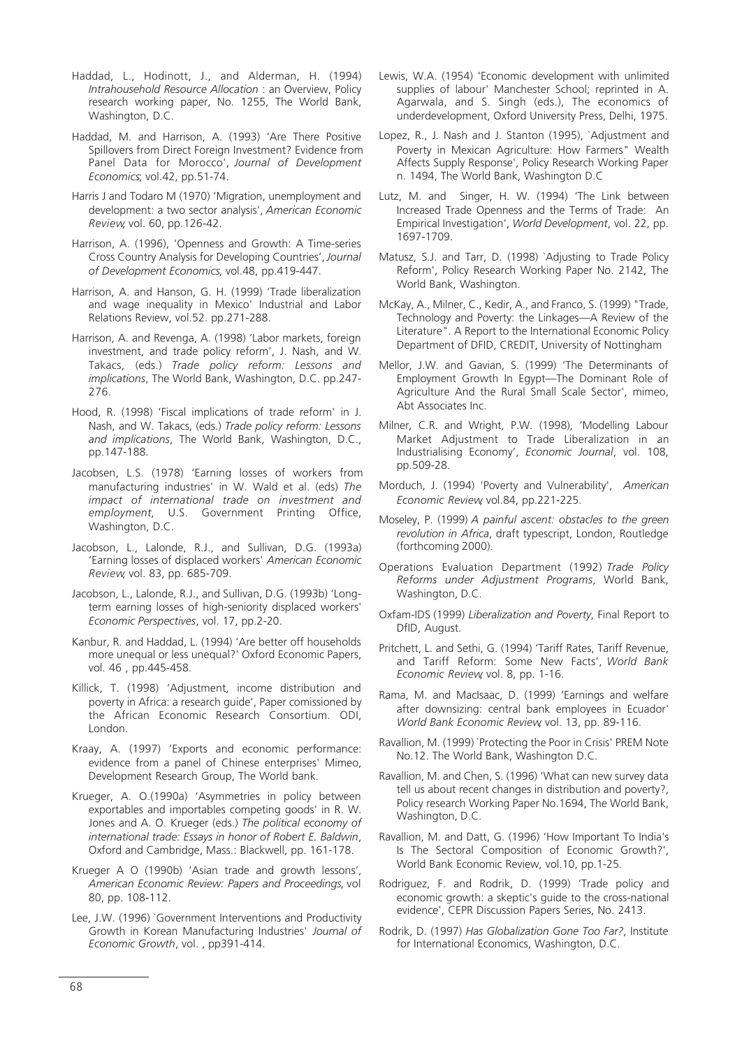Haddad, L., Hodinott, J., and Alderman, H. (1994) *Intrahousehold Resource Allocation* : an Overview, Policy research working paper, No. 1255, The World Bank, Washington, D.C.

Haddad, M. and Harrison, A. (1993) 'Are There Positive Spillovers from Direct Foreign Investment? Evidence from Panel Data for Morocco', *Journal of Development Economics*; vol.42, pp.51-74.

Harris J and Todaro M (1970) 'Migration, unemployment and development: a two sector analysis', *American Economic Review*, vol. 60, pp.126-42.

Harrison, A. (1996), 'Openness and Growth: A Time-series Cross Country Analysis for Developing Countries', *Journal of Development Economics*, vol.48, pp.419-447.

Harrison, A. and Hanson, G. H. (1999) 'Trade liberalization and wage inequality in Mexico' Industrial and Labor Relations Review, vol.52. pp.271-288.

Harrison, A. and Revenga, A. (1998) 'Labor markets, foreign investment, and trade policy reform', J. Nash, and W. Takacs, (eds.) *Trade policy reform: Lessons and implications*, The World Bank, Washington, D.C. pp.247-276.

Hood, R. (1998) 'Fiscal implications of trade reform' in J. Nash, and W. Takacs, (eds.) *Trade policy reform: Lessons and implications*, The World Bank, Washington, D.C., pp.147-188.

Jacobsen, L.S. (1978) 'Earning losses of workers from manufacturing industries' in W. Wald et al. (eds) *The impact of international trade on investment and employment*, U.S. Government Printing Office, Washington, D.C.

Jacobson, L., Lalonde, R.J., and Sullivan, D.G. (1993a) 'Earning losses of displaced workers' *American Economic Review*, vol. 83, pp. 685-709.

Jacobson, L., Lalonde, R.J., and Sullivan, D.G. (1993b) 'Long-term earning losses of high-seniority displaced workers' *Economic Perspectives*, vol. 17, pp.2-20.

Kanbur, R. and Haddad, L. (1994) 'Are better off households more unequal or less unequal?' Oxford Economic Papers, vol. 46 , pp.445-458.

Killick, T. (1998) 'Adjustment, income distribution and poverty in Africa: a research guide', Paper comissioned by the African Economic Research Consortium. ODI, London.

Kraay, A. (1997) 'Exports and economic performance: evidence from a panel of Chinese enterprises' Mimeo, Development Research Group, The World bank.

Krueger, A. O.(1990a) 'Asymmetries in policy between exportables and importables competing goods' in R. W. Jones and A. O. Krueger (eds.) *The political economy of international trade: Essays in honor of Robert E. Baldwin*, Oxford and Cambridge, Mass.: Blackwell, pp. 161-178.

Krueger A O (1990b) 'Asian trade and growth lessons', *American Economic Review: Papers and Proceedings*, vol 80, pp. 108-112.

Lee, J.W. (1996) `Government Interventions and Productivity Growth in Korean Manufacturing Industries' *Journal of Economic Growth*, vol. , pp391-414.

Lewis, W.A. (1954) 'Economic development with unlimited supplies of labour' Manchester School; reprinted in A. Agarwala, and S. Singh (eds.), The economics of underdevelopment, Oxford University Press, Delhi, 1975.

Lopez, R., J. Nash and J. Stanton (1995), `Adjustment and Poverty in Mexican Agriculture: How Farmers" Wealth Affects Supply Response', Policy Research Working Paper n. 1494, The World Bank, Washington D.C

Lutz, M. and Singer, H. W. (1994) 'The Link between Increased Trade Openness and the Terms of Trade: An Empirical Investigation', *World Development*, vol. 22, pp. 1697-1709.

Matusz, S.J. and Tarr, D. (1998) `Adjusting to Trade Policy Reform', Policy Research Working Paper No. 2142, The World Bank, Washington.

McKay, A., Milner, C., Kedir, A., and Franco, S. (1999) "Trade, Technology and Poverty: the Linkages—A Review of the Literature". A Report to the International Economic Policy Department of DFID, CREDIT, University of Nottingham

Mellor, J.W. and Gavian, S. (1999) 'The Determinants of Employment Growth In Egypt—The Dominant Role of Agriculture And the Rural Small Scale Sector', mimeo, Abt Associates Inc.

Milner, C.R. and Wright, P.W. (1998), 'Modelling Labour Market Adjustment to Trade Liberalization in an Industrialising Economy', *Economic Journal*, vol. 108, pp.509-28.

Morduch, J. (1994) 'Poverty and Vulnerability', *American Economic Review*, vol.84, pp.221-225.

Moseley, P. (1999) *A painful ascent: obstacles to the green revolution in Africa*, draft typescript, London, Routledge (forthcoming 2000).

Operations Evaluation Department (1992) *Trade Policy Reforms under Adjustment Programs*, World Bank, Washington, D.C.

Oxfam-IDS (1999) *Liberalization and Poverty*, Final Report to DfID, August.

Pritchett, L. and Sethi, G. (1994) 'Tariff Rates, Tariff Revenue, and Tariff Reform: Some New Facts', *World Bank Economic Review*, vol. 8, pp. 1-16.

Rama, M. and MacIsaac, D. (1999) 'Earnings and welfare after downsizing: central bank employees in Ecuador' *World Bank Economic Review*, vol. 13, pp. 89-116.

Ravallion, M. (1999) `Protecting the Poor in Crisis' PREM Note No.12. The World Bank, Washington D.C.

Ravallion, M. and Chen, S. (1996) 'What can new survey data tell us about recent changes in distribution and poverty?, Policy research Working Paper No.1694, The World Bank, Washington, D.C.

Ravallion, M. and Datt, G. (1996) 'How Important To India's Is The Sectoral Composition of Economic Growth?', World Bank Economic Review, vol.10, pp.1-25.

Rodriguez, F. and Rodrik, D. (1999) 'Trade policy and economic growth: a skeptic's guide to the cross-national evidence', CEPR Discussion Papers Series, No. 2413.

Rodrik, D. (1997) *Has Globalization Gone Too Far?*, Institute for International Economics, Washington, D.C.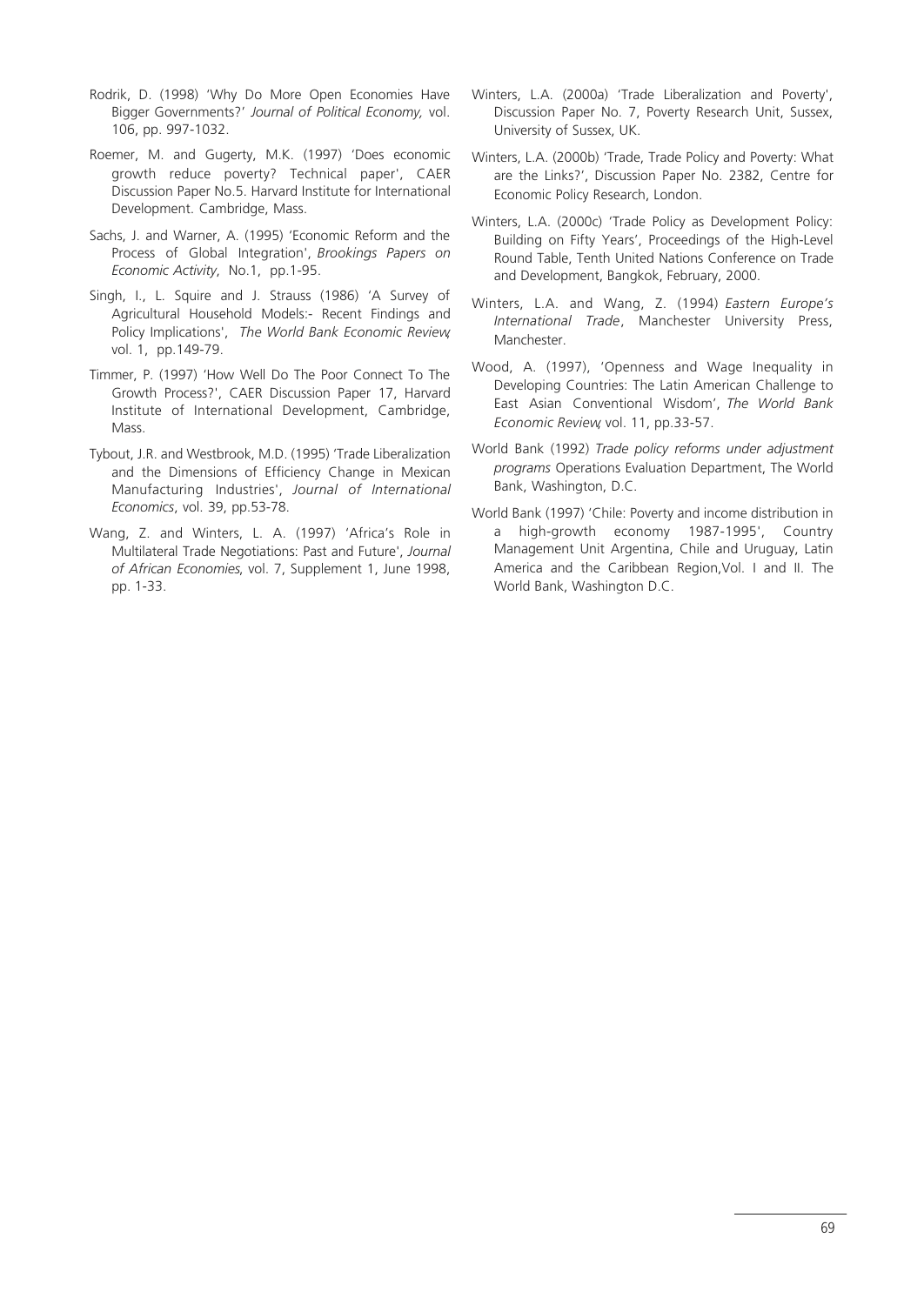Rodrik, D. (1998) 'Why Do More Open Economies Have Bigger Governments?' *Journal of Political Economy,* vol. 106, pp. 997-1032.

Roemer, M. and Gugerty, M.K. (1997) 'Does economic growth reduce poverty? Technical paper', CAER Discussion Paper No.5. Harvard Institute for International Development. Cambridge, Mass.

Sachs, J. and Warner, A. (1995) 'Economic Reform and the Process of Global Integration', *Brookings Papers on Economic Activity*, No.1, pp.1-95.

Singh, I., L. Squire and J. Strauss (1986) 'A Survey of Agricultural Household Models:- Recent Findings and Policy Implications', *The World Bank Economic Review*, vol. 1, pp.149-79.

Timmer, P. (1997) 'How Well Do The Poor Connect To The Growth Process?', CAER Discussion Paper 17, Harvard Institute of International Development, Cambridge, Mass.

Tybout, J.R. and Westbrook, M.D. (1995) 'Trade Liberalization and the Dimensions of Efficiency Change in Mexican Manufacturing Industries', *Journal of International Economics*, vol. 39, pp.53-78.

Wang, Z. and Winters, L. A. (1997) 'Africa's Role in Multilateral Trade Negotiations: Past and Future', *Journal of African Economies*, vol. 7, Supplement 1, June 1998, pp. 1-33.

Winters, L.A. (2000a) 'Trade Liberalization and Poverty', Discussion Paper No. 7, Poverty Research Unit, Sussex, University of Sussex, UK.

Winters, L.A. (2000b) 'Trade, Trade Policy and Poverty: What are the Links?', Discussion Paper No. 2382, Centre for Economic Policy Research, London.

Winters, L.A. (2000c) 'Trade Policy as Development Policy: Building on Fifty Years', Proceedings of the High-Level Round Table, Tenth United Nations Conference on Trade and Development, Bangkok, February, 2000.

Winters, L.A. and Wang, Z. (1994) *Eastern Europe's International Trade*, Manchester University Press, Manchester.

Wood, A. (1997), 'Openness and Wage Inequality in Developing Countries: The Latin American Challenge to East Asian Conventional Wisdom', *The World Bank Economic Review*, vol. 11, pp.33-57.

World Bank (1992) *Trade policy reforms under adjustment programs* Operations Evaluation Department, The World Bank, Washington, D.C.

World Bank (1997) 'Chile: Poverty and income distribution in a high-growth economy 1987-1995', Country Management Unit Argentina, Chile and Uruguay, Latin America and the Caribbean Region,Vol. I and II. The World Bank, Washington D.C.